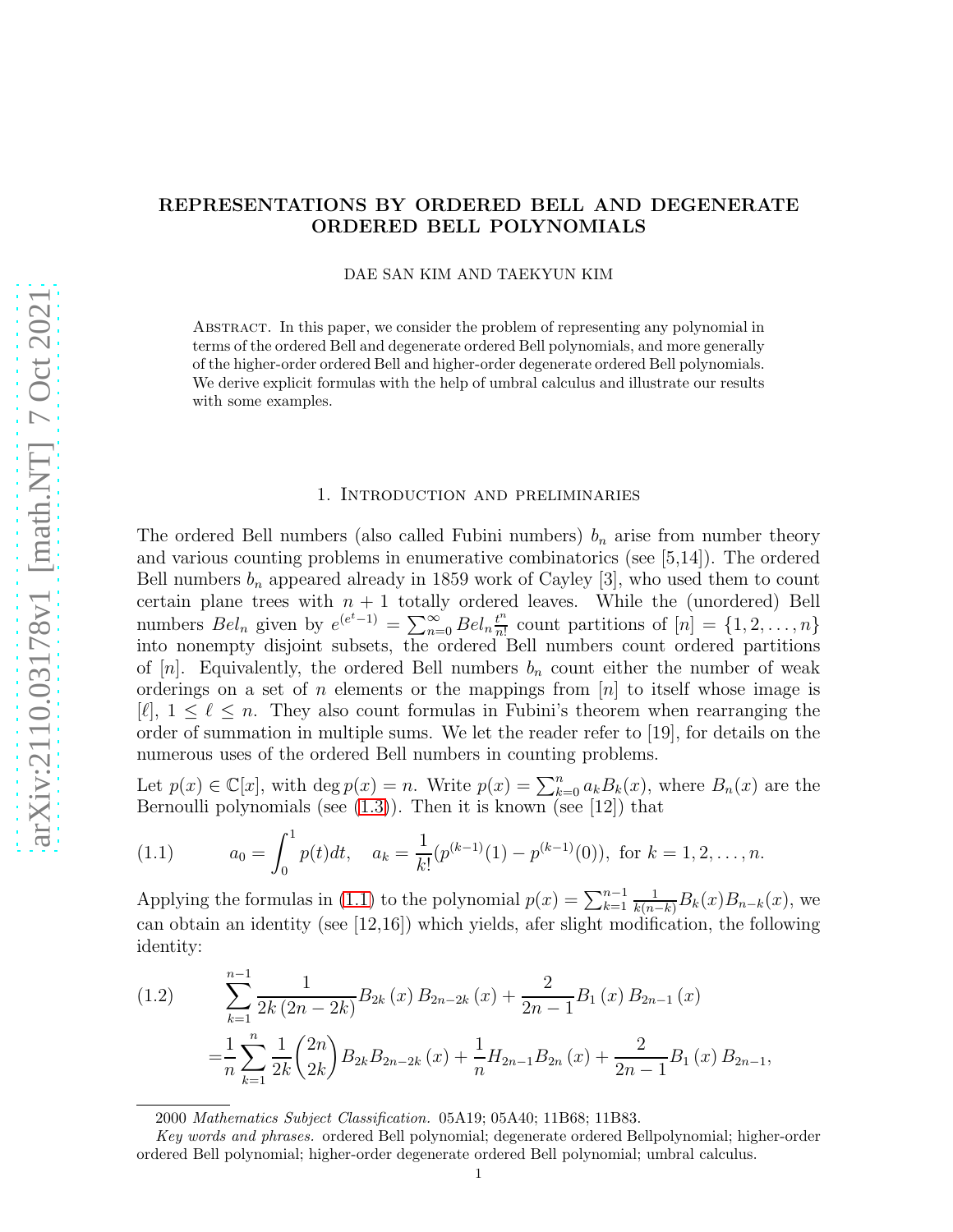# REPRESENTATIONS BY ORDERED BELL AND DEGENERATE ORDERED BELL POLYNOMIALS

DAE SAN KIM AND TAEKYUN KIM

Abstract. In this paper, we consider the problem of representing any polynomial in terms of the ordered Bell and degenerate ordered Bell polynomials, and more generally of the higher-order ordered Bell and higher-order degenerate ordered Bell polynomials. We derive explicit formulas with the help of umbral calculus and illustrate our results with some examples.

## 1. Introduction and preliminaries

The ordered Bell numbers (also called Fubini numbers) $b_n$ arise from number theory and various counting problems in enumerative combinatorics (see [5,14]). The ordered Bell numbers $b_n$ appeared already in 1859 work of Cayley [3], who used them to count certain plane trees with $n+1$ totally ordered leaves. While the (unordered) Bell numbers $Bel_n$ given by $e^{(e^t-1)} = \sum_{n=0}^{\infty} Bel_n \frac{t^n}{n!}$ count partitions of $[n] = \{1, 2, \dots, n\}$ into nonempty disjoint subsets, the ordered Bell numbers count ordered partitions of $[n]$. Equivalently, the ordered Bell numbers $b_n$ count either the number of weak orderings on a set of $n$ elements or the mappings from $[n]$ to itself whose image is $[\ell]$, $1 \leq \ell \leq n$. They also count formulas in Fubini's theorem when rearranging the order of summation in multiple sums. We let the reader refer to [19], for details on the numerous uses of the ordered Bell numbers in counting problems.

Let $p(x) \in \mathbb{C}[x]$, with $\deg p(x) = n$. Write $p(x) = \sum_{k=0}^{n} a_k B_k(x)$, where $B_n(x)$ are the Bernoulli polynomials (see (1.3)). Then it is known (see [12]) that

$$a_0 = \int_0^1 p(t)dt, \quad a_k = \frac{1}{k!}(p^{(k-1)}(1) - p^{(k-1)}(0)), \text{ for } k = 1, 2, \dots, n. \tag{1.1}$$

Applying the formulas in (1.1) to the polynomial $p(x) = \sum_{k=1}^{n-1} \frac{1}{k(n-k)} B_k(x) B_{n-k}(x)$, we can obtain an identity (see [12,16]) which yields, afer slight modification, the following identity:

$$\begin{aligned}
&\sum_{k=1}^{n-1} \frac{1}{2k(2n-2k)} B_{2k}(x) B_{2n-2k}(x) + \frac{2}{2n-1} B_1(x) B_{2n-1}(x) \\
=& \frac{1}{n} \sum_{k=1}^{n} \frac{1}{2k} \binom{2n}{2k} B_{2k} B_{2n-2k}(x) + \frac{1}{n} H_{2n-1} B_{2n}(x) + \frac{2}{2n-1} B_1(x) B_{2n-1},
\end{aligned} \tag{1.2}$$

2000 *Mathematics Subject Classification.* 05A19; 05A40; 11B68; 11B83.

*Key words and phrases.* ordered Bell polynomial; degenerate ordered Bellpolynomial; higher-order ordered Bell polynomial; higher-order degenerate ordered Bell polynomial; umbral calculus.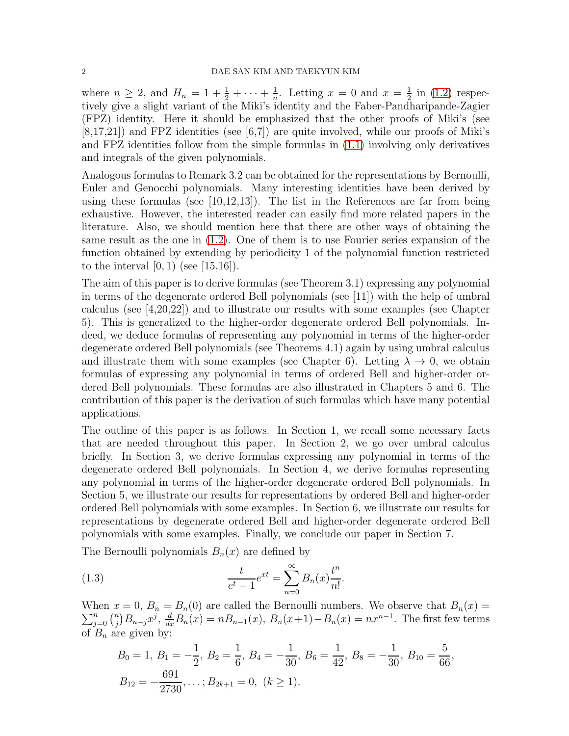where $n \geq 2$, and $H_n = 1 + \frac{1}{2} + \cdots + \frac{1}{n}$. Letting $x = 0$ and $x = \frac{1}{2}$ in (1.2) respectively give a slight variant of the Miki's identity and the Faber-Pandharipande-Zagier (FPZ) identity. Here it should be emphasized that the other proofs of Miki's (see [8,17,21]) and FPZ identities (see [6,7]) are quite involved, while our proofs of Miki's and FPZ identities follow from the simple formulas in (1.1) involving only derivatives and integrals of the given polynomials.

Analogous formulas to Remark 3.2 can be obtained for the representations by Bernoulli, Euler and Genocchi polynomials. Many interesting identities have been derived by using these formulas (see [10,12,13]). The list in the References are far from being exhaustive. However, the interested reader can easily find more related papers in the literature. Also, we should mention here that there are other ways of obtaining the same result as the one in (1.2). One of them is to use Fourier series expansion of the function obtained by extending by periodicity 1 of the polynomial function restricted to the interval $[0, 1)$ (see [15,16]).

The aim of this paper is to derive formulas (see Theorem 3.1) expressing any polynomial in terms of the degenerate ordered Bell polynomials (see [11]) with the help of umbral calculus (see [4,20,22]) and to illustrate our results with some examples (see Chapter 5). This is generalized to the higher-order degenerate ordered Bell polynomials. Indeed, we deduce formulas of representing any polynomial in terms of the higher-order degenerate ordered Bell polynomials (see Theorems 4.1) again by using umbral calculus and illustrate them with some examples (see Chapter 6). Letting $\lambda \to 0$, we obtain formulas of expressing any polynomial in terms of ordered Bell and higher-order ordered Bell polynomials. These formulas are also illustrated in Chapters 5 and 6. The contribution of this paper is the derivation of such formulas which have many potential applications.

The outline of this paper is as follows. In Section 1, we recall some necessary facts that are needed throughout this paper. In Section 2, we go over umbral calculus briefly. In Section 3, we derive formulas expressing any polynomial in terms of the degenerate ordered Bell polynomials. In Section 4, we derive formulas representing any polynomial in terms of the higher-order degenerate ordered Bell polynomials. In Section 5, we illustrate our results for representations by ordered Bell and higher-order ordered Bell polynomials with some examples. In Section 6, we illustrate our results for representations by degenerate ordered Bell and higher-order degenerate ordered Bell polynomials with some examples. Finally, we conclude our paper in Section 7.

The Bernoulli polynomials $B_n(x)$ are defined by

$$\frac{t}{e^t - 1} e^{xt} = \sum_{n=0}^{\infty} B_n(x) \frac{t^n}{n!}. \tag{1.3}$$

When $x = 0$, $B_n = B_n(0)$ are called the Bernoulli numbers. We observe that $B_n(x) = \sum_{j=0}^{n} \binom{n}{j} B_{n-j} x^j$, $\frac{d}{dx} B_n(x) = n B_{n-1}(x)$, $B_n(x+1) - B_n(x) = n x^{n-1}$. The first few terms of $B_n$ are given by:

$$B_0 = 1,\ B_1 = -\frac{1}{2},\ B_2 = \frac{1}{6},\ B_4 = -\frac{1}{30},\ B_6 = \frac{1}{42},\ B_8 = -\frac{1}{30},\ B_{10} = \frac{5}{66},$$
$$B_{12} = -\frac{691}{2730}, \ldots; B_{2k+1} = 0,\ (k \geq 1).$$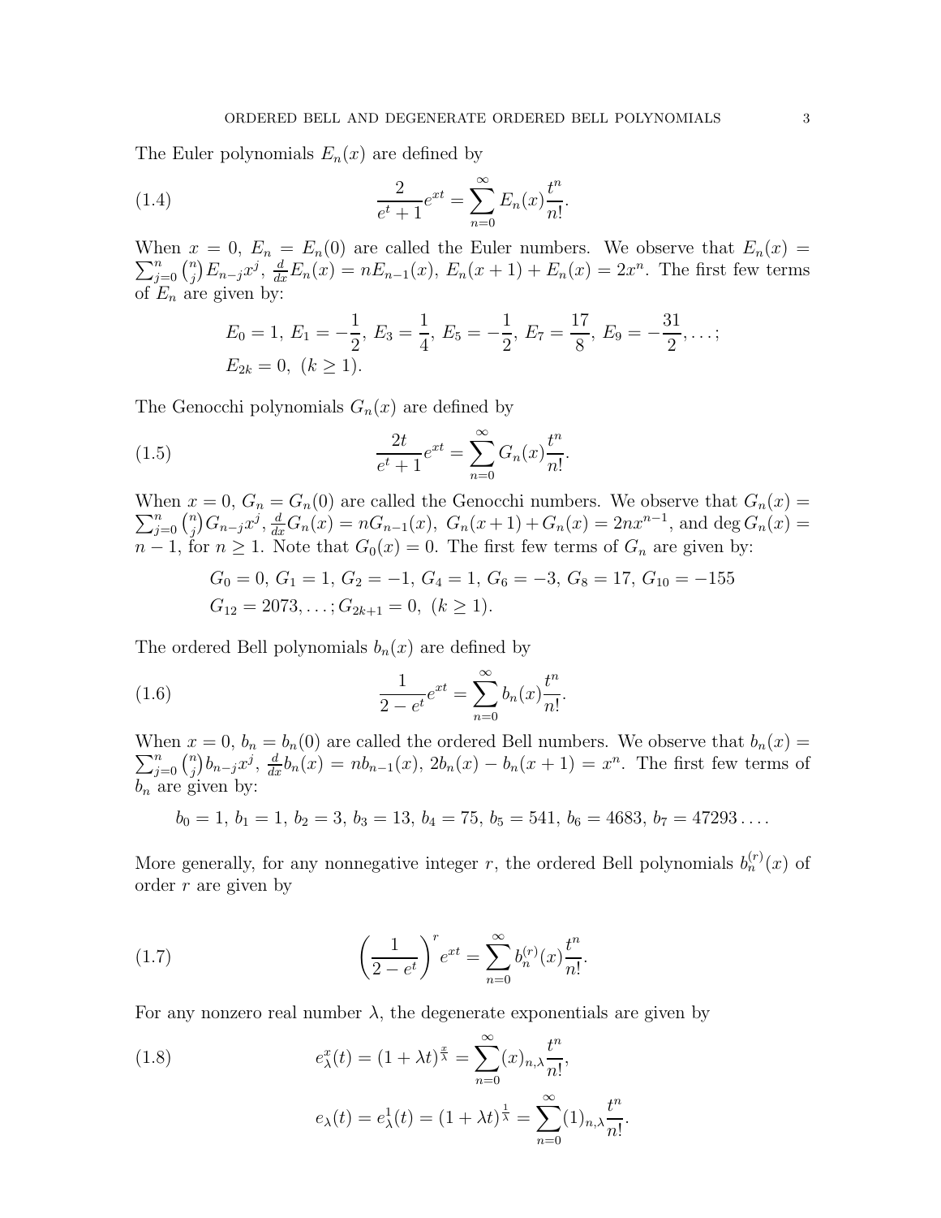The Euler polynomials $E_n(x)$ are defined by

$$\frac{2}{e^t+1}e^{xt} = \sum_{n=0}^{\infty} E_n(x)\frac{t^n}{n!}. \tag{1.4}$$

When $x = 0$, $E_n = E_n(0)$ are called the Euler numbers. We observe that $E_n(x) = \sum_{j=0}^{n}\binom{n}{j}E_{n-j}x^j$, $\frac{d}{dx}E_n(x) = nE_{n-1}(x)$, $E_n(x+1) + E_n(x) = 2x^n$. The first few terms of $E_n$ are given by:

$$E_0 = 1,\ E_1 = -\frac{1}{2},\ E_3 = \frac{1}{4},\ E_5 = -\frac{1}{2},\ E_7 = \frac{17}{8},\ E_9 = -\frac{31}{2}, \dots;$$
$$E_{2k} = 0,\ (k \geq 1).$$

The Genocchi polynomials $G_n(x)$ are defined by

$$\frac{2t}{e^t+1}e^{xt} = \sum_{n=0}^{\infty} G_n(x)\frac{t^n}{n!}. \tag{1.5}$$

When $x = 0$, $G_n = G_n(0)$ are called the Genocchi numbers. We observe that $G_n(x) = \sum_{j=0}^{n}\binom{n}{j}G_{n-j}x^j$, $\frac{d}{dx}G_n(x) = nG_{n-1}(x)$, $G_n(x+1) + G_n(x) = 2nx^{n-1}$, and $\deg G_n(x) = n-1$, for $n \geq 1$. Note that $G_0(x) = 0$. The first few terms of $G_n$ are given by:

$$G_0 = 0,\ G_1 = 1,\ G_2 = -1,\ G_4 = 1,\ G_6 = -3,\ G_8 = 17,\ G_{10} = -155$$
$$G_{12} = 2073, \dots; G_{2k+1} = 0,\ (k \geq 1).$$

The ordered Bell polynomials $b_n(x)$ are defined by

$$\frac{1}{2-e^t}e^{xt} = \sum_{n=0}^{\infty} b_n(x)\frac{t^n}{n!}. \tag{1.6}$$

When $x = 0$, $b_n = b_n(0)$ are called the ordered Bell numbers. We observe that $b_n(x) = \sum_{j=0}^{n}\binom{n}{j}b_{n-j}x^j$, $\frac{d}{dx}b_n(x) = nb_{n-1}(x)$, $2b_n(x) - b_n(x+1) = x^n$. The first few terms of $b_n$ are given by:

$$b_0 = 1,\ b_1 = 1,\ b_2 = 3,\ b_3 = 13,\ b_4 = 75,\ b_5 = 541,\ b_6 = 4683,\ b_7 = 47293\dots.$$

More generally, for any nonnegative integer $r$, the ordered Bell polynomials $b_n^{(r)}(x)$ of order $r$ are given by

$$\left(\frac{1}{2-e^t}\right)^r e^{xt} = \sum_{n=0}^{\infty} b_n^{(r)}(x)\frac{t^n}{n!}. \tag{1.7}$$

For any nonzero real number $\lambda$, the degenerate exponentials are given by

$$e_\lambda^x(t) = (1+\lambda t)^{\frac{x}{\lambda}} = \sum_{n=0}^{\infty}(x)_{n,\lambda}\frac{t^n}{n!}, \tag{1.8}$$

$$e_\lambda(t) = e_\lambda^1(t) = (1+\lambda t)^{\frac{1}{\lambda}} = \sum_{n=0}^{\infty}(1)_{n,\lambda}\frac{t^n}{n!}.$$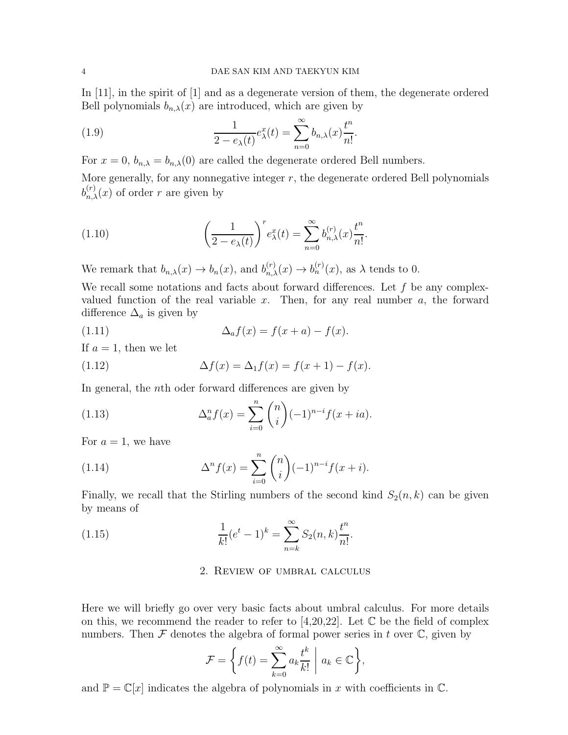In [11], in the spirit of [1] and as a degenerate version of them, the degenerate ordered Bell polynomials $b_{n,\lambda}(x)$ are introduced, which are given by

$$\frac{1}{2-e_\lambda(t)}e_\lambda^x(t)=\sum_{n=0}^{\infty}b_{n,\lambda}(x)\frac{t^n}{n!}. \tag{1.9}$$

For $x=0$, $b_{n,\lambda}=b_{n,\lambda}(0)$ are called the degenerate ordered Bell numbers.

More generally, for any nonnegative integer $r$, the degenerate ordered Bell polynomials $b_{n,\lambda}^{(r)}(x)$ of order $r$ are given by

$$\left(\frac{1}{2-e_\lambda(t)}\right)^r e_\lambda^x(t)=\sum_{n=0}^{\infty}b_{n,\lambda}^{(r)}(x)\frac{t^n}{n!}. \tag{1.10}$$

We remark that $b_{n,\lambda}(x)\to b_n(x)$, and $b_{n,\lambda}^{(r)}(x)\to b_n^{(r)}(x)$, as $\lambda$ tends to 0.

We recall some notations and facts about forward differences. Let $f$ be any complex-valued function of the real variable $x$. Then, for any real number $a$, the forward difference $\Delta_a$ is given by

$$\Delta_a f(x)=f(x+a)-f(x). \tag{1.11}$$

If $a=1$, then we let

$$\Delta f(x)=\Delta_1 f(x)=f(x+1)-f(x). \tag{1.12}$$

In general, the $n$th oder forward differences are given by

$$\Delta_a^n f(x)=\sum_{i=0}^{n}\binom{n}{i}(-1)^{n-i}f(x+ia). \tag{1.13}$$

For $a=1$, we have

$$\Delta^n f(x)=\sum_{i=0}^{n}\binom{n}{i}(-1)^{n-i}f(x+i). \tag{1.14}$$

Finally, we recall that the Stirling numbers of the second kind $S_2(n,k)$ can be given by means of

$$\frac{1}{k!}(e^t-1)^k=\sum_{n=k}^{\infty}S_2(n,k)\frac{t^n}{n!}. \tag{1.15}$$

## 2. Review of umbral calculus

Here we will briefly go over very basic facts about umbral calculus. For more details on this, we recommend the reader to refer to [4,20,22]. Let $\mathbb{C}$ be the field of complex numbers. Then $\mathcal{F}$ denotes the algebra of formal power series in $t$ over $\mathbb{C}$, given by

$$\mathcal{F}=\left\{f(t)=\sum_{k=0}^{\infty}a_k\frac{t^k}{k!}\;\middle|\; a_k\in\mathbb{C}\right\},$$

and $\mathbb{P}=\mathbb{C}[x]$ indicates the algebra of polynomials in $x$ with coefficients in $\mathbb{C}$.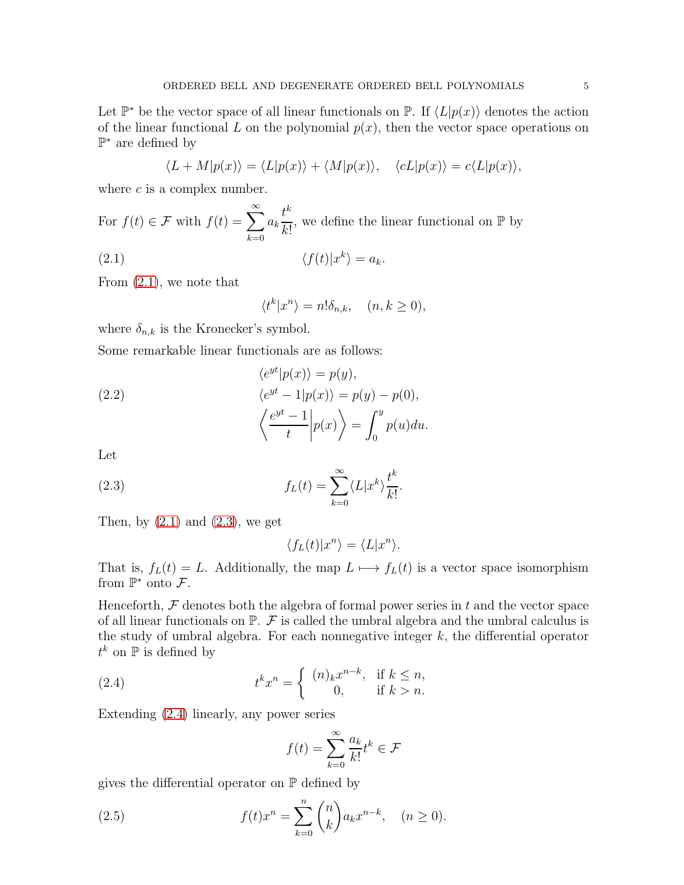Let $\mathbb{P}^*$ be the vector space of all linear functionals on $\mathbb{P}$. If $\langle L|p(x)\rangle$ denotes the action of the linear functional $L$ on the polynomial $p(x)$, then the vector space operations on $\mathbb{P}^*$ are defined by

$$\langle L+M|p(x)\rangle = \langle L|p(x)\rangle + \langle M|p(x)\rangle, \quad \langle cL|p(x)\rangle = c\langle L|p(x)\rangle,$$

where $c$ is a complex number.

For $f(t) \in \mathcal{F}$ with $f(t) = \sum_{k=0}^{\infty} a_k \frac{t^k}{k!}$, we define the linear functional on $\mathbb{P}$ by

$$\langle f(t)|x^k\rangle = a_k. \tag{2.1}$$

From (2.1), we note that

$$\langle t^k|x^n\rangle = n!\delta_{n,k}, \quad (n,k \geq 0),$$

where $\delta_{n,k}$ is the Kronecker's symbol.

Some remarkable linear functionals are as follows:

$$\begin{aligned}
&\langle e^{yt}|p(x)\rangle = p(y), \\
&\langle e^{yt}-1|p(x)\rangle = p(y)-p(0), \\
&\left\langle \frac{e^{yt}-1}{t} \middle| p(x)\right\rangle = \int_0^y p(u)du.
\end{aligned} \tag{2.2}$$

Let

$$f_L(t) = \sum_{k=0}^{\infty} \langle L|x^k\rangle \frac{t^k}{k!}. \tag{2.3}$$

Then, by (2.1) and (2.3), we get

$$\langle f_L(t)|x^n\rangle = \langle L|x^n\rangle.$$

That is, $f_L(t) = L$. Additionally, the map $L \longmapsto f_L(t)$ is a vector space isomorphism from $\mathbb{P}^*$ onto $\mathcal{F}$.

Henceforth, $\mathcal{F}$ denotes both the algebra of formal power series in $t$ and the vector space of all linear functionals on $\mathbb{P}$. $\mathcal{F}$ is called the umbral algebra and the umbral calculus is the study of umbral algebra. For each nonnegative integer $k$, the differential operator $t^k$ on $\mathbb{P}$ is defined by

$$t^k x^n = \begin{cases} (n)_k x^{n-k}, & \text{if } k \leq n, \\ 0, & \text{if } k > n. \end{cases} \tag{2.4}$$

Extending (2.4) linearly, any power series

$$f(t) = \sum_{k=0}^{\infty} \frac{a_k}{k!} t^k \in \mathcal{F}$$

gives the differential operator on $\mathbb{P}$ defined by

$$f(t)x^n = \sum_{k=0}^{n} \binom{n}{k} a_k x^{n-k}, \quad (n \geq 0). \tag{2.5}$$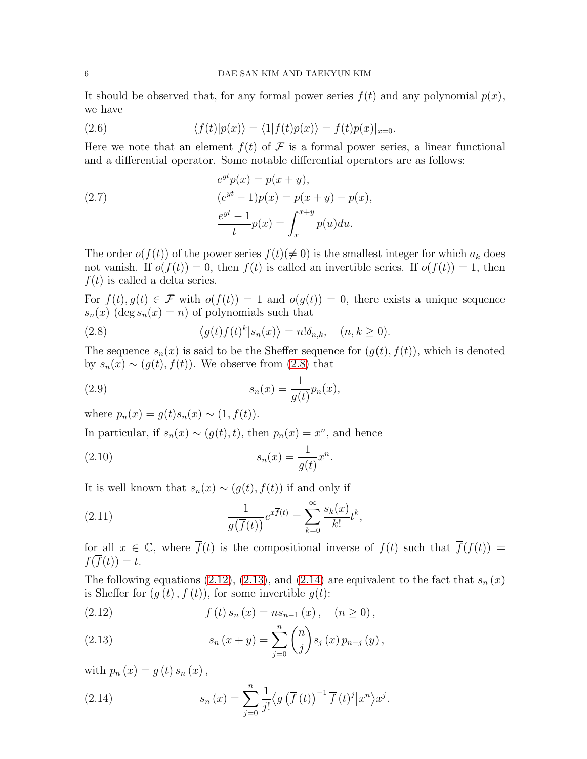It should be observed that, for any formal power series $f(t)$ and any polynomial $p(x)$, we have

$$\langle f(t)|p(x)\rangle = \langle 1|f(t)p(x)\rangle = f(t)p(x)|_{x=0}. \tag{2.6}$$

Here we note that an element $f(t)$ of $\mathcal{F}$ is a formal power series, a linear functional and a differential operator. Some notable differential operators are as follows:

$$\begin{aligned} &e^{yt}p(x) = p(x+y), \\ &(e^{yt}-1)p(x) = p(x+y) - p(x), \\ &\frac{e^{yt}-1}{t}p(x) = \int_x^{x+y} p(u)du. \end{aligned} \tag{2.7}$$

The order $o(f(t))$ of the power series $f(t)(\neq 0)$ is the smallest integer for which $a_k$ does not vanish. If $o(f(t)) = 0$, then $f(t)$ is called an invertible series. If $o(f(t)) = 1$, then $f(t)$ is called a delta series.

For $f(t), g(t) \in \mathcal{F}$ with $o(f(t)) = 1$ and $o(g(t)) = 0$, there exists a unique sequence $s_n(x)$ ($\deg s_n(x) = n$) of polynomials such that

$$\left\langle g(t)f(t)^k | s_n(x)\right\rangle = n!\delta_{n,k}, \quad (n, k \geq 0). \tag{2.8}$$

The sequence $s_n(x)$ is said to be the Sheffer sequence for $(g(t), f(t))$, which is denoted by $s_n(x) \sim (g(t), f(t))$. We observe from (2.8) that

$$s_n(x) = \frac{1}{g(t)}p_n(x), \tag{2.9}$$

where $p_n(x) = g(t)s_n(x) \sim (1, f(t))$.

In particular, if $s_n(x) \sim (g(t), t)$, then $p_n(x) = x^n$, and hence

$$s_n(x) = \frac{1}{g(t)}x^n. \tag{2.10}$$

It is well known that $s_n(x) \sim (g(t), f(t))$ if and only if

$$\frac{1}{g(\overline{f}(t))}e^{x\overline{f}(t)} = \sum_{k=0}^{\infty} \frac{s_k(x)}{k!}t^k, \tag{2.11}$$

for all $x \in \mathbb{C}$, where $\overline{f}(t)$ is the compositional inverse of $f(t)$ such that $\overline{f}(f(t)) = f(\overline{f}(t)) = t$.

The following equations (2.12), (2.13), and (2.14) are equivalent to the fact that $s_n(x)$ is Sheffer for $(g(t), f(t))$, for some invertible $g(t)$:

$$f(t)\, s_n(x) = n s_{n-1}(x), \quad (n \geq 0), \tag{2.12}$$

$$s_n(x+y) = \sum_{j=0}^{n} \binom{n}{j} s_j(x)\, p_{n-j}(y), \tag{2.13}$$

with $p_n(x) = g(t)\, s_n(x)$,

$$s_n(x) = \sum_{j=0}^{n} \frac{1}{j!}\left\langle g\left(\overline{f}(t)\right)^{-1} \overline{f}(t)^j \middle| x^n\right\rangle x^j. \tag{2.14}$$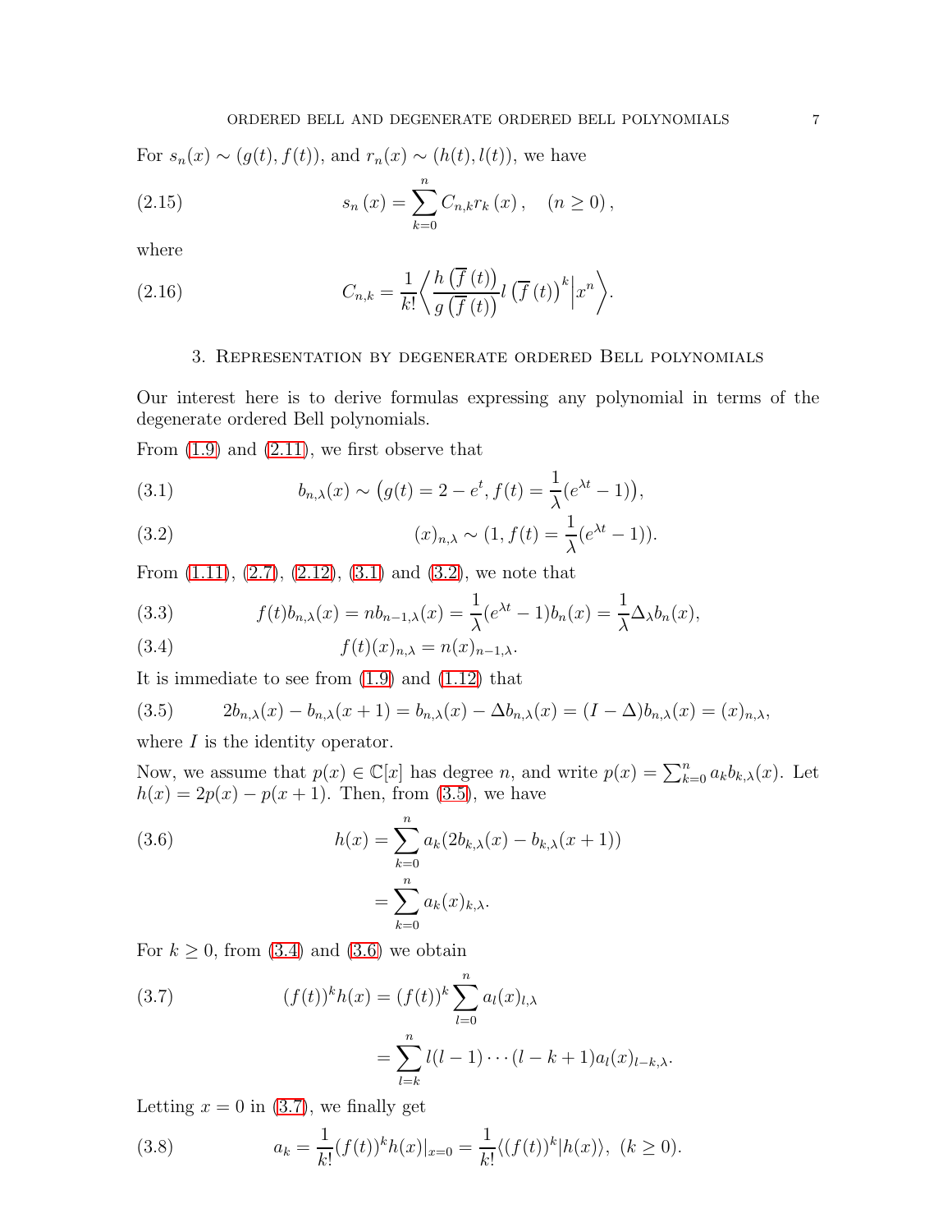For $s_n(x) \sim (g(t), f(t))$, and $r_n(x) \sim (h(t), l(t))$, we have

$$s_n\left(x\right) = \sum_{k=0}^{n} C_{n,k} r_k\left(x\right), \quad (n \geq 0), \tag{2.15}$$

where

$$C_{n,k} = \frac{1}{k!}\left\langle \frac{h\left(\overline{f}\left(t\right)\right)}{g\left(\overline{f}\left(t\right)\right)} l\left(\overline{f}\left(t\right)\right)^{k} \Big| x^{n} \right\rangle. \tag{2.16}$$

## 3. Representation by degenerate ordered Bell polynomials

Our interest here is to derive formulas expressing any polynomial in terms of the degenerate ordered Bell polynomials.

From (1.9) and (2.11), we first observe that

$$b_{n,\lambda}(x) \sim \big(g(t) = 2 - e^t, f(t) = \frac{1}{\lambda}(e^{\lambda t} - 1)\big), \tag{3.1}$$

$$(x)_{n,\lambda} \sim (1, f(t) = \frac{1}{\lambda}(e^{\lambda t} - 1)). \tag{3.2}$$

From (1.11), (2.7), (2.12), (3.1) and (3.2), we note that

$$f(t) b_{n,\lambda}(x) = n b_{n-1,\lambda}(x) = \frac{1}{\lambda}(e^{\lambda t} - 1) b_n(x) = \frac{1}{\lambda}\Delta_\lambda b_n(x), \tag{3.3}$$

$$f(t)(x)_{n,\lambda} = n(x)_{n-1,\lambda}. \tag{3.4}$$

It is immediate to see from (1.9) and (1.12) that

$$2b_{n,\lambda}(x) - b_{n,\lambda}(x+1) = b_{n,\lambda}(x) - \Delta b_{n,\lambda}(x) = (I - \Delta) b_{n,\lambda}(x) = (x)_{n,\lambda}, \tag{3.5}$$

where $I$ is the identity operator.

Now, we assume that $p(x) \in \mathbb{C}[x]$ has degree $n$, and write $p(x) = \sum_{k=0}^{n} a_k b_{k,\lambda}(x)$. Let $h(x) = 2p(x) - p(x+1)$. Then, from (3.5), we have

$$\begin{aligned} h(x) &= \sum_{k=0}^{n} a_k (2b_{k,\lambda}(x) - b_{k,\lambda}(x+1)) \\ &= \sum_{k=0}^{n} a_k (x)_{k,\lambda}. \end{aligned} \tag{3.6}$$

For $k \geq 0$, from (3.4) and (3.6) we obtain

$$\begin{aligned} (f(t))^k h(x) &= (f(t))^k \sum_{l=0}^{n} a_l (x)_{l,\lambda} \\ &= \sum_{l=k}^{n} l(l-1)\cdots(l-k+1) a_l (x)_{l-k,\lambda}. \end{aligned} \tag{3.7}$$

Letting $x = 0$ in (3.7), we finally get

$$a_k = \frac{1}{k!}(f(t))^k h(x)|_{x=0} = \frac{1}{k!}\langle (f(t))^k | h(x) \rangle, \ (k \geq 0). \tag{3.8}$$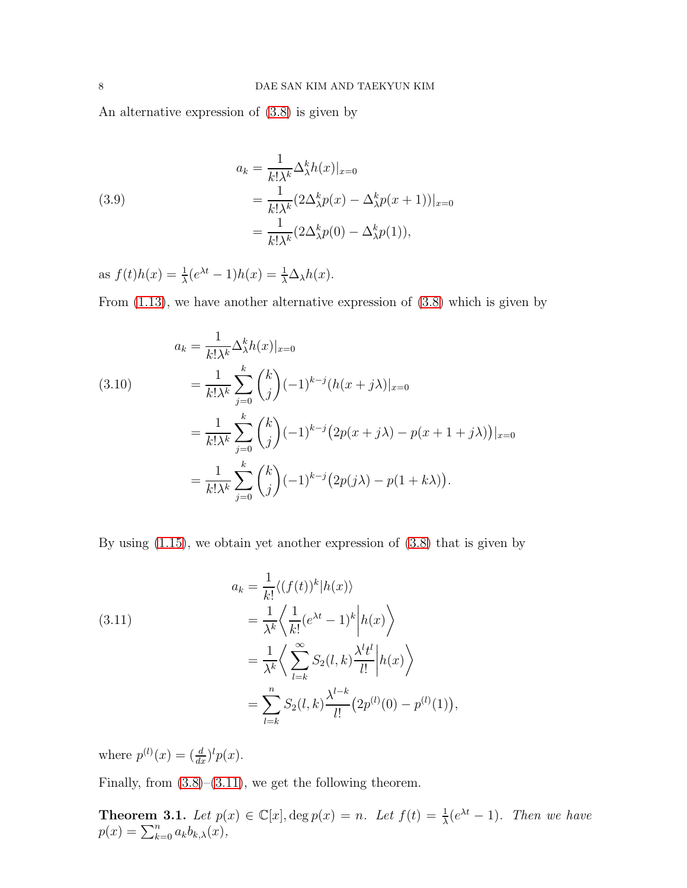An alternative expression of (3.8) is given by

$$
\begin{aligned}
a_k &= \frac{1}{k!\lambda^k}\Delta_\lambda^k h(x)|_{x=0} \\
&= \frac{1}{k!\lambda^k}(2\Delta_\lambda^k p(x) - \Delta_\lambda^k p(x+1))|_{x=0} \\
&= \frac{1}{k!\lambda^k}(2\Delta_\lambda^k p(0) - \Delta_\lambda^k p(1)),
\end{aligned}
\tag{3.9}
$$

as $f(t)h(x) = \frac{1}{\lambda}(e^{\lambda t}-1)h(x) = \frac{1}{\lambda}\Delta_\lambda h(x)$.

From (1.13), we have another alternative expression of (3.8) which is given by

$$
\begin{aligned}
a_k &= \frac{1}{k!\lambda^k}\Delta_\lambda^k h(x)|_{x=0} \\
&= \frac{1}{k!\lambda^k}\sum_{j=0}^{k}\binom{k}{j}(-1)^{k-j}(h(x+j\lambda)|_{x=0} \\
&= \frac{1}{k!\lambda^k}\sum_{j=0}^{k}\binom{k}{j}(-1)^{k-j}\big(2p(x+j\lambda) - p(x+1+j\lambda)\big)|_{x=0} \\
&= \frac{1}{k!\lambda^k}\sum_{j=0}^{k}\binom{k}{j}(-1)^{k-j}\big(2p(j\lambda) - p(1+k\lambda)\big).
\end{aligned}
\tag{3.10}
$$

By using (1.15), we obtain yet another expression of (3.8) that is given by

$$
\begin{aligned}
a_k &= \frac{1}{k!}\langle (f(t))^k | h(x)\rangle \\
&= \frac{1}{\lambda^k}\left\langle \frac{1}{k!}(e^{\lambda t}-1)^k \middle| h(x)\right\rangle \\
&= \frac{1}{\lambda^k}\left\langle \sum_{l=k}^{\infty} S_2(l,k)\frac{\lambda^l t^l}{l!} \middle| h(x)\right\rangle \\
&= \sum_{l=k}^{n} S_2(l,k)\frac{\lambda^{l-k}}{l!}\big(2p^{(l)}(0) - p^{(l)}(1)\big),
\end{aligned}
\tag{3.11}
$$

where $p^{(l)}(x) = (\frac{d}{dx})^l p(x)$.

Finally, from (3.8)–(3.11), we get the following theorem.

**Theorem 3.1.** *Let $p(x) \in \mathbb{C}[x], \deg p(x) = n$. Let $f(t) = \frac{1}{\lambda}(e^{\lambda t}-1)$. Then we have $p(x) = \sum_{k=0}^{n} a_k b_{k,\lambda}(x)$,*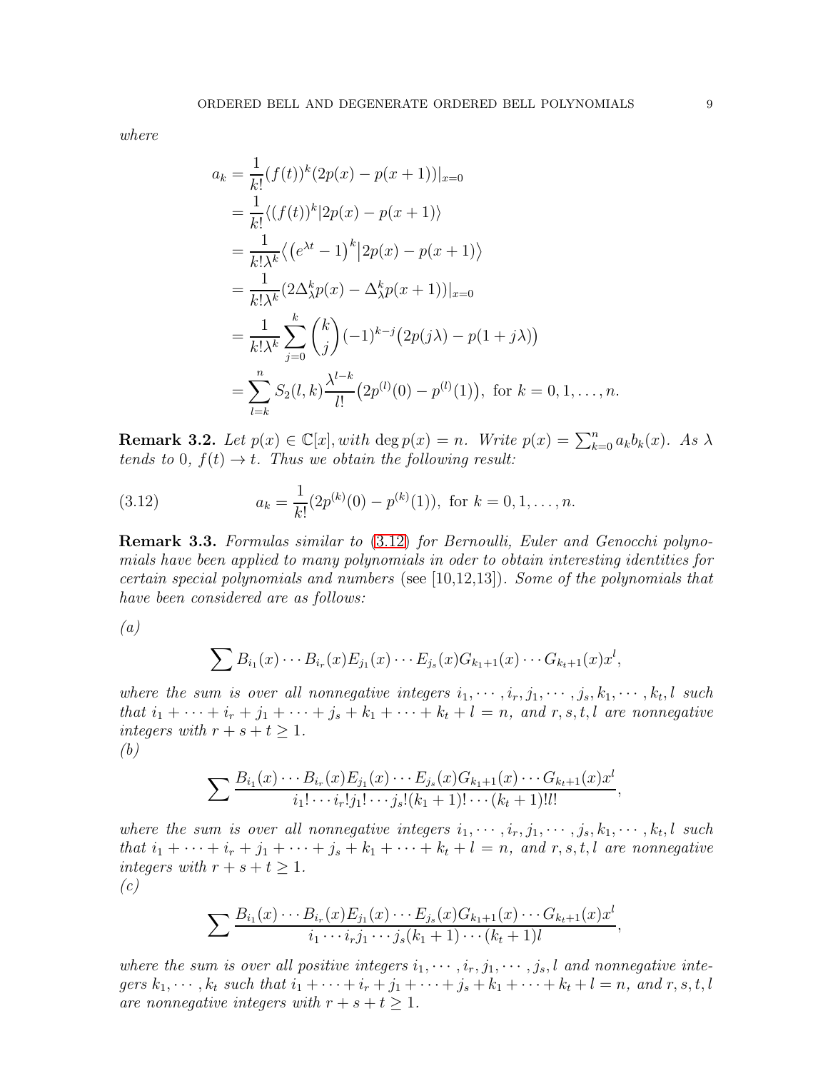*where*

$$
\begin{aligned}
a_k &= \frac{1}{k!}(f(t))^k(2p(x)-p(x+1))|_{x=0} \\
&= \frac{1}{k!}\langle (f(t))^k | 2p(x)-p(x+1)\rangle \\
&= \frac{1}{k!\lambda^k}\big\langle \big(e^{\lambda t}-1\big)^k \big| 2p(x)-p(x+1)\big\rangle \\
&= \frac{1}{k!\lambda^k}(2\Delta_\lambda^k p(x) - \Delta_\lambda^k p(x+1))|_{x=0} \\
&= \frac{1}{k!\lambda^k}\sum_{j=0}^{k}\binom{k}{j}(-1)^{k-j}\big(2p(j\lambda)-p(1+j\lambda)\big) \\
&= \sum_{l=k}^{n} S_2(l,k)\frac{\lambda^{l-k}}{l!}\big(2p^{(l)}(0)-p^{(l)}(1)\big), \text{ for } k=0,1,\ldots,n.
\end{aligned}
$$

**Remark 3.2.** *Let $p(x) \in \mathbb{C}[x]$, with $\deg p(x) = n$. Write $p(x) = \sum_{k=0}^{n} a_k b_k(x)$. As $\lambda$ tends to 0, $f(t) \to t$. Thus we obtain the following result:*

$$
a_k = \frac{1}{k!}(2p^{(k)}(0) - p^{(k)}(1)), \text{ for } k = 0, 1, \ldots, n. \tag{3.12}
$$

**Remark 3.3.** *Formulas similar to (3.12) for Bernoulli, Euler and Genocchi polynomials have been applied to many polynomials in oder to obtain interesting identities for certain special polynomials and numbers* (see [10,12,13])*. Some of the polynomials that have been considered are as follows:*

*(a)*

$$
\sum B_{i_1}(x)\cdots B_{i_r}(x)E_{j_1}(x)\cdots E_{j_s}(x)G_{k_1+1}(x)\cdots G_{k_t+1}(x)x^l,
$$

*where the sum is over all nonnegative integers $i_1, \cdots, i_r, j_1, \cdots, j_s, k_1, \cdots, k_t, l$ such that $i_1 + \cdots + i_r + j_1 + \cdots + j_s + k_1 + \cdots + k_t + l = n$, and $r, s, t, l$ are nonnegative integers with $r + s + t \geq 1$.*

*(b)*

$$
\sum \frac{B_{i_1}(x)\cdots B_{i_r}(x)E_{j_1}(x)\cdots E_{j_s}(x)G_{k_1+1}(x)\cdots G_{k_t+1}(x)x^l}{i_1!\cdots i_r! j_1!\cdots j_s!(k_1+1)!\cdots(k_t+1)! l!},
$$

*where the sum is over all nonnegative integers $i_1, \cdots, i_r, j_1, \cdots, j_s, k_1, \cdots, k_t, l$ such that $i_1 + \cdots + i_r + j_1 + \cdots + j_s + k_1 + \cdots + k_t + l = n$, and $r, s, t, l$ are nonnegative integers with $r + s + t \geq 1$.*

*(c)*

$$
\sum \frac{B_{i_1}(x)\cdots B_{i_r}(x)E_{j_1}(x)\cdots E_{j_s}(x)G_{k_1+1}(x)\cdots G_{k_t+1}(x)x^l}{i_1\cdots i_r j_1\cdots j_s(k_1+1)\cdots(k_t+1)l},
$$

*where the sum is over all positive integers $i_1, \cdots, i_r, j_1, \cdots, j_s, l$ and nonnegative integers $k_1, \cdots, k_t$ such that $i_1 + \cdots + i_r + j_1 + \cdots + j_s + k_1 + \cdots + k_t + l = n$, and $r, s, t, l$ are nonnegative integers with $r + s + t \geq 1$.*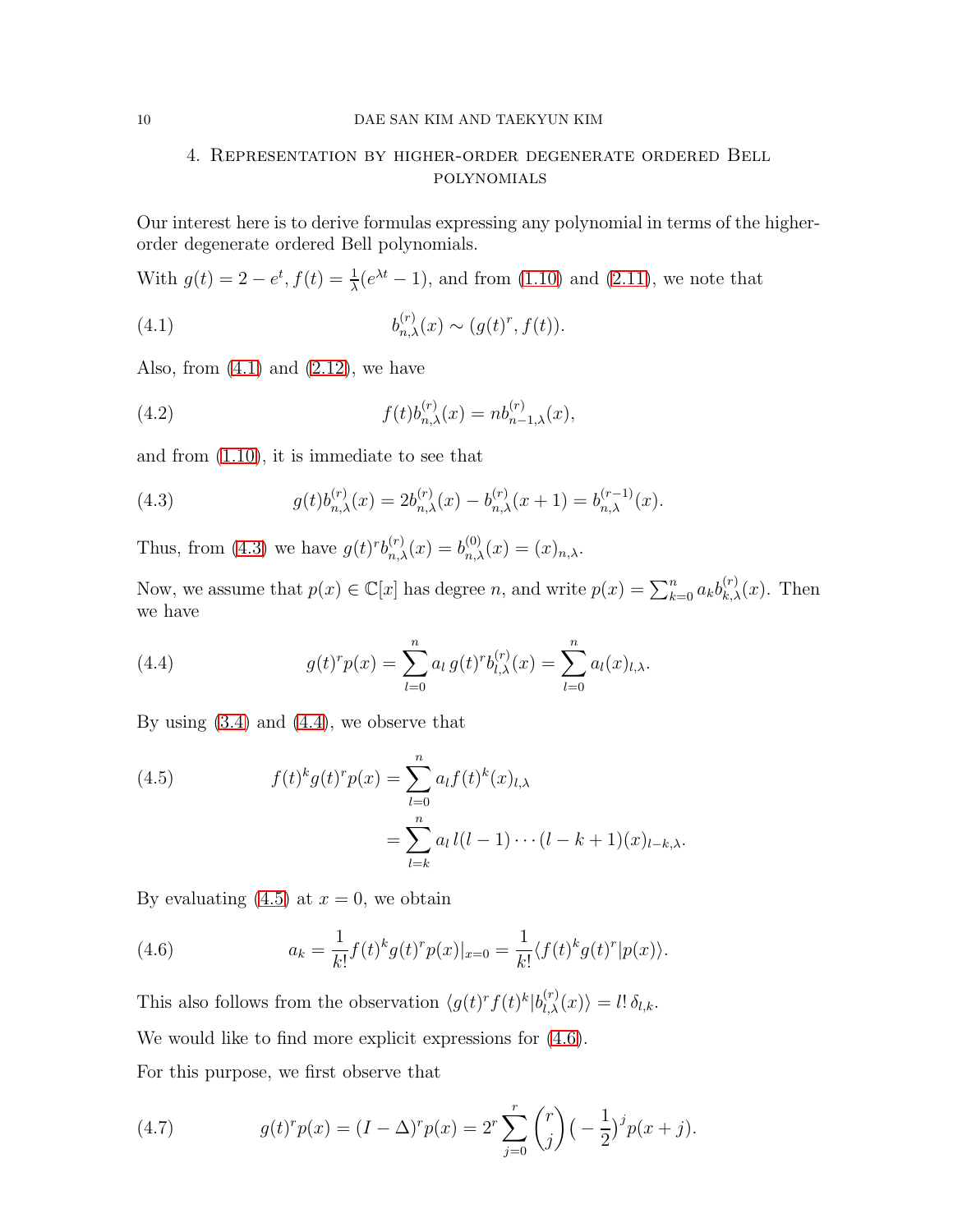## 4. Representation by higher-order degenerate ordered Bell polynomials

Our interest here is to derive formulas expressing any polynomial in terms of the higher-order degenerate ordered Bell polynomials.

With $g(t) = 2 - e^t$, $f(t) = \frac{1}{\lambda}(e^{\lambda t} - 1)$, and from (1.10) and (2.11), we note that

$$b_{n,\lambda}^{(r)}(x) \sim (g(t)^r, f(t)). \tag{4.1}$$

Also, from (4.1) and (2.12), we have

$$f(t) b_{n,\lambda}^{(r)}(x) = n b_{n-1,\lambda}^{(r)}(x), \tag{4.2}$$

and from (1.10), it is immediate to see that

$$g(t) b_{n,\lambda}^{(r)}(x) = 2 b_{n,\lambda}^{(r)}(x) - b_{n,\lambda}^{(r)}(x+1) = b_{n,\lambda}^{(r-1)}(x). \tag{4.3}$$

Thus, from (4.3) we have $g(t)^r b_{n,\lambda}^{(r)}(x) = b_{n,\lambda}^{(0)}(x) = (x)_{n,\lambda}$.

Now, we assume that $p(x) \in \mathbb{C}[x]$ has degree $n$, and write $p(x) = \sum_{k=0}^{n} a_k b_{k,\lambda}^{(r)}(x)$. Then we have

$$g(t)^r p(x) = \sum_{l=0}^{n} a_l \, g(t)^r b_{l,\lambda}^{(r)}(x) = \sum_{l=0}^{n} a_l (x)_{l,\lambda}. \tag{4.4}$$

By using (3.4) and (4.4), we observe that

$$\begin{aligned} f(t)^k g(t)^r p(x) &= \sum_{l=0}^{n} a_l f(t)^k (x)_{l,\lambda} \\ &= \sum_{l=k}^{n} a_l \, l(l-1)\cdots(l-k+1)(x)_{l-k,\lambda}. \end{aligned} \tag{4.5}$$

By evaluating (4.5) at $x = 0$, we obtain

$$a_k = \frac{1}{k!} f(t)^k g(t)^r p(x)|_{x=0} = \frac{1}{k!} \langle f(t)^k g(t)^r | p(x) \rangle. \tag{4.6}$$

This also follows from the observation $\langle g(t)^r f(t)^k | b_{l,\lambda}^{(r)}(x) \rangle = l! \, \delta_{l,k}$.

We would like to find more explicit expressions for (4.6).

For this purpose, we first observe that

$$g(t)^r p(x) = (I - \Delta)^r p(x) = 2^r \sum_{j=0}^{r} \binom{r}{j} \left(-\frac{1}{2}\right)^j p(x+j). \tag{4.7}$$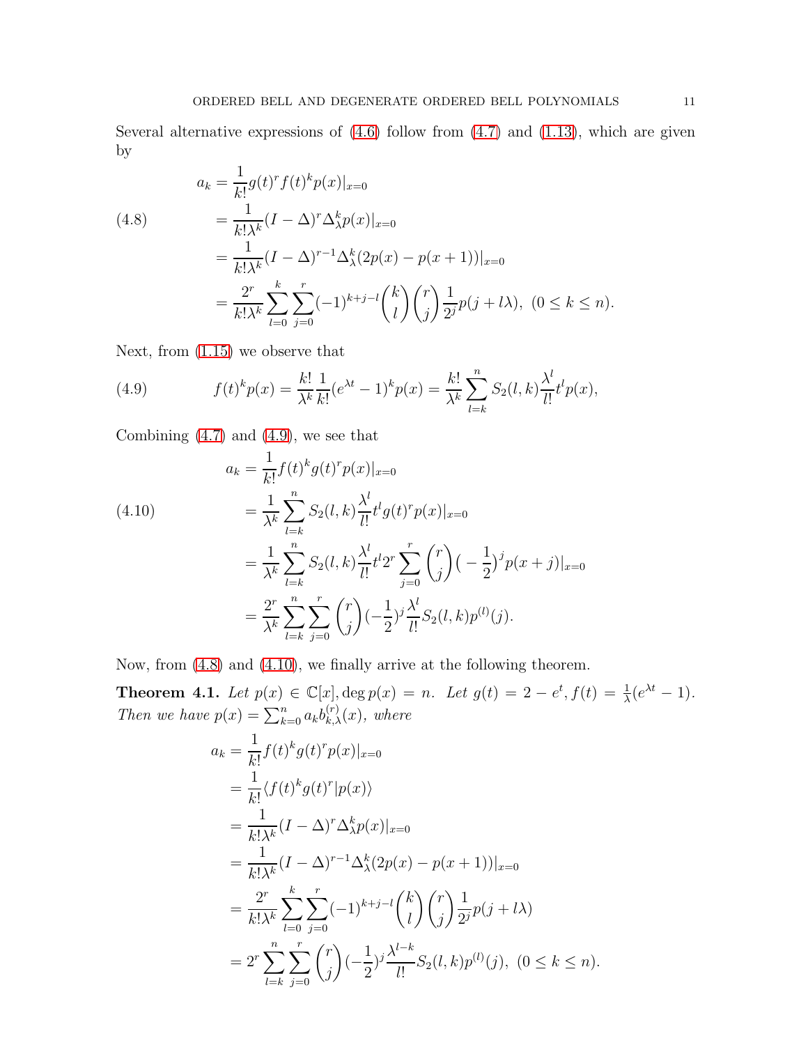Several alternative expressions of (4.6) follow from (4.7) and (1.13), which are given by

$$
\begin{aligned}
a_k &= \frac{1}{k!} g(t)^r f(t)^k p(x)|_{x=0} \\
&= \frac{1}{k!\lambda^k}(I-\Delta)^r \Delta_\lambda^k p(x)|_{x=0} \\
&= \frac{1}{k!\lambda^k}(I-\Delta)^{r-1}\Delta_\lambda^k (2p(x)-p(x+1))|_{x=0} \\
&= \frac{2^r}{k!\lambda^k}\sum_{l=0}^{k}\sum_{j=0}^{r}(-1)^{k+j-l}\binom{k}{l}\binom{r}{j}\frac{1}{2^j}p(j+l\lambda), \ (0 \le k \le n).
\end{aligned} \tag{4.8}
$$

Next, from (1.15) we observe that

$$
f(t)^k p(x) = \frac{k!}{\lambda^k}\frac{1}{k!}(e^{\lambda t}-1)^k p(x) = \frac{k!}{\lambda^k}\sum_{l=k}^{n} S_2(l,k)\frac{\lambda^l}{l!}t^l p(x), \tag{4.9}
$$

Combining (4.7) and (4.9), we see that

$$
\begin{aligned}
a_k &= \frac{1}{k!} f(t)^k g(t)^r p(x)|_{x=0} \\
&= \frac{1}{\lambda^k}\sum_{l=k}^{n} S_2(l,k)\frac{\lambda^l}{l!}t^l g(t)^r p(x)|_{x=0} \\
&= \frac{1}{\lambda^k}\sum_{l=k}^{n} S_2(l,k)\frac{\lambda^l}{l!}t^l 2^r \sum_{j=0}^{r}\binom{r}{j}\big(-\frac{1}{2}\big)^j p(x+j)|_{x=0} \\
&= \frac{2^r}{\lambda^k}\sum_{l=k}^{n}\sum_{j=0}^{r}\binom{r}{j}(-\frac{1}{2})^j \frac{\lambda^l}{l!} S_2(l,k) p^{(l)}(j).
\end{aligned} \tag{4.10}
$$

Now, from (4.8) and (4.10), we finally arrive at the following theorem.

**Theorem 4.1.** *Let $p(x) \in \mathbb{C}[x], \deg p(x) = n$. Let $g(t) = 2-e^t, f(t) = \frac{1}{\lambda}(e^{\lambda t}-1)$. Then we have $p(x) = \sum_{k=0}^{n} a_k b_{k,\lambda}^{(r)}(x)$, where*

$$
\begin{aligned}
a_k &= \frac{1}{k!} f(t)^k g(t)^r p(x)|_{x=0} \\
&= \frac{1}{k!}\langle f(t)^k g(t)^r | p(x)\rangle \\
&= \frac{1}{k!\lambda^k}(I-\Delta)^r \Delta_\lambda^k p(x)|_{x=0} \\
&= \frac{1}{k!\lambda^k}(I-\Delta)^{r-1}\Delta_\lambda^k (2p(x)-p(x+1))|_{x=0} \\
&= \frac{2^r}{k!\lambda^k}\sum_{l=0}^{k}\sum_{j=0}^{r}(-1)^{k+j-l}\binom{k}{l}\binom{r}{j}\frac{1}{2^j}p(j+l\lambda) \\
&= 2^r \sum_{l=k}^{n}\sum_{j=0}^{r}\binom{r}{j}(-\frac{1}{2})^j \frac{\lambda^{l-k}}{l!} S_2(l,k) p^{(l)}(j), \ (0 \le k \le n).
\end{aligned}
$$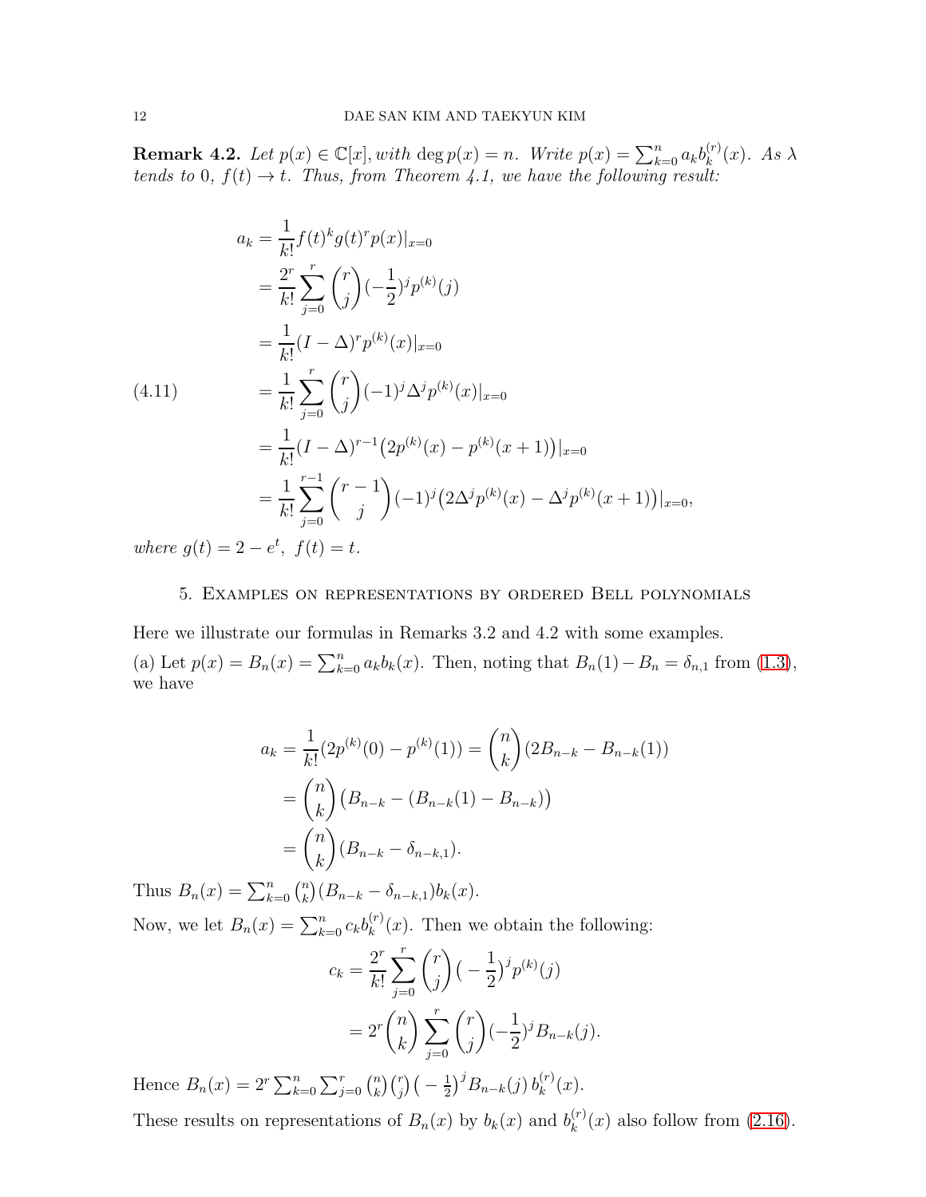**Remark 4.2.** *Let $p(x) \in \mathbb{C}[x]$, with $\deg p(x) = n$. Write $p(x) = \sum_{k=0}^{n} a_k b_k^{(r)}(x)$. As $\lambda$ tends to 0, $f(t) \to t$. Thus, from Theorem 4.1, we have the following result:*

$$
\begin{aligned}
a_k &= \frac{1}{k!} f(t)^k g(t)^r p(x)|_{x=0} \\
&= \frac{2^r}{k!} \sum_{j=0}^{r} \binom{r}{j} (-\frac{1}{2})^j p^{(k)}(j) \\
&= \frac{1}{k!} (I - \Delta)^r p^{(k)}(x)|_{x=0} \\
&= \frac{1}{k!} \sum_{j=0}^{r} \binom{r}{j} (-1)^j \Delta^j p^{(k)}(x)|_{x=0} \\
&= \frac{1}{k!} (I - \Delta)^{r-1} \big(2p^{(k)}(x) - p^{(k)}(x+1)\big)|_{x=0} \\
&= \frac{1}{k!} \sum_{j=0}^{r-1} \binom{r-1}{j} (-1)^j \big(2\Delta^j p^{(k)}(x) - \Delta^j p^{(k)}(x+1)\big)|_{x=0},
\end{aligned}
\tag{4.11}
$$

*where $g(t) = 2 - e^t,\ f(t) = t$.*

## 5. Examples on representations by ordered Bell polynomials

Here we illustrate our formulas in Remarks 3.2 and 4.2 with some examples.

(a) Let $p(x) = B_n(x) = \sum_{k=0}^{n} a_k b_k(x)$. Then, noting that $B_n(1) - B_n = \delta_{n,1}$ from (1.3), we have

$$
\begin{aligned}
a_k &= \frac{1}{k!}(2p^{(k)}(0) - p^{(k)}(1)) = \binom{n}{k}(2B_{n-k} - B_{n-k}(1)) \\
&= \binom{n}{k}\big(B_{n-k} - (B_{n-k}(1) - B_{n-k})\big) \\
&= \binom{n}{k}(B_{n-k} - \delta_{n-k,1}).
\end{aligned}
$$

Thus $B_n(x) = \sum_{k=0}^{n} \binom{n}{k}(B_{n-k} - \delta_{n-k,1}) b_k(x)$.

Now, we let $B_n(x) = \sum_{k=0}^{n} c_k b_k^{(r)}(x)$. Then we obtain the following:

$$
\begin{aligned}
c_k &= \frac{2^r}{k!} \sum_{j=0}^{r} \binom{r}{j} \big(-\frac{1}{2}\big)^j p^{(k)}(j) \\
&= 2^r \binom{n}{k} \sum_{j=0}^{r} \binom{r}{j} (-\frac{1}{2})^j B_{n-k}(j).
\end{aligned}
$$

Hence $B_n(x) = 2^r \sum_{k=0}^{n} \sum_{j=0}^{r} \binom{n}{k}\binom{r}{j}\big(-\frac{1}{2}\big)^j B_{n-k}(j)\, b_k^{(r)}(x)$.

These results on representations of $B_n(x)$ by $b_k(x)$ and $b_k^{(r)}(x)$ also follow from (2.16).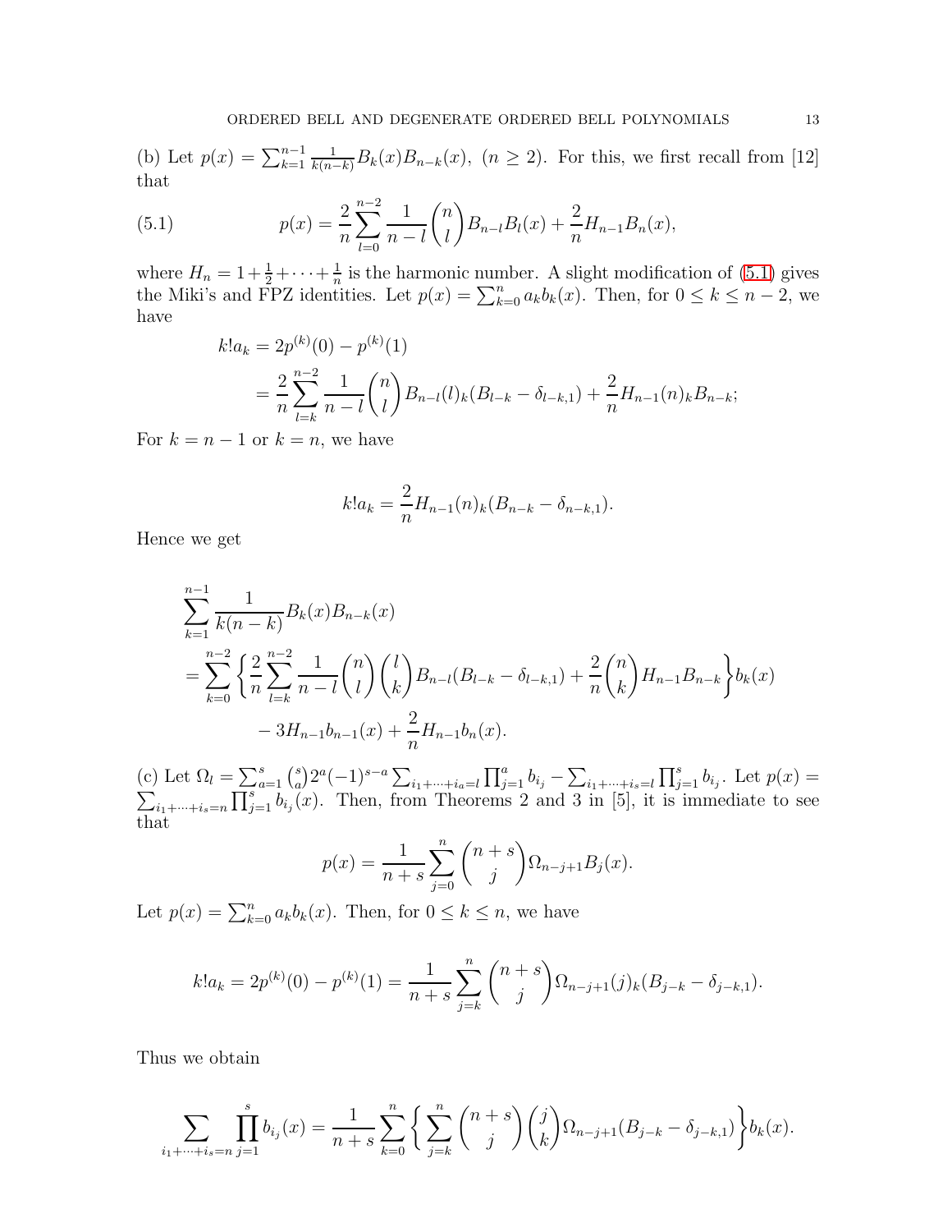(b) Let $p(x) = \sum_{k=1}^{n-1} \frac{1}{k(n-k)} B_k(x) B_{n-k}(x),\ (n \geq 2)$. For this, we first recall from [12] that

$$p(x) = \frac{2}{n} \sum_{l=0}^{n-2} \frac{1}{n-l} \binom{n}{l} B_{n-l} B_l(x) + \frac{2}{n} H_{n-1} B_n(x), \tag{5.1}$$

where $H_n = 1 + \frac{1}{2} + \cdots + \frac{1}{n}$ is the harmonic number. A slight modification of (5.1) gives the Miki's and FPZ identities. Let $p(x) = \sum_{k=0}^{n} a_k b_k(x)$. Then, for $0 \leq k \leq n-2$, we have

$$\begin{aligned}
k! a_k &= 2p^{(k)}(0) - p^{(k)}(1) \\
&= \frac{2}{n} \sum_{l=k}^{n-2} \frac{1}{n-l} \binom{n}{l} B_{n-l} (l)_k (B_{l-k} - \delta_{l-k,1}) + \frac{2}{n} H_{n-1} (n)_k B_{n-k};
\end{aligned}$$

For $k = n-1$ or $k = n$, we have

$$k! a_k = \frac{2}{n} H_{n-1} (n)_k (B_{n-k} - \delta_{n-k,1}).$$

Hence we get

$$\begin{aligned}
&\sum_{k=1}^{n-1} \frac{1}{k(n-k)} B_k(x) B_{n-k}(x) \\
&= \sum_{k=0}^{n-2} \left\{ \frac{2}{n} \sum_{l=k}^{n-2} \frac{1}{n-l} \binom{n}{l} \binom{l}{k} B_{n-l} (B_{l-k} - \delta_{l-k,1}) + \frac{2}{n} \binom{n}{k} H_{n-1} B_{n-k} \right\} b_k(x) \\
&\qquad - 3 H_{n-1} b_{n-1}(x) + \frac{2}{n} H_{n-1} b_n(x).
\end{aligned}$$

(c) Let $\Omega_l = \sum_{a=1}^{s} \binom{s}{a} 2^a (-1)^{s-a} \sum_{i_1+\cdots+i_a=l} \prod_{j=1}^{a} b_{i_j} - \sum_{i_1+\cdots+i_s=l} \prod_{j=1}^{s} b_{i_j}$. Let $p(x) = \sum_{i_1+\cdots+i_s=n} \prod_{j=1}^{s} b_{i_j}(x)$. Then, from Theorems 2 and 3 in [5], it is immediate to see that

$$p(x) = \frac{1}{n+s} \sum_{j=0}^{n} \binom{n+s}{j} \Omega_{n-j+1} B_j(x).$$

Let $p(x) = \sum_{k=0}^{n} a_k b_k(x)$. Then, for $0 \leq k \leq n$, we have

$$k! a_k = 2p^{(k)}(0) - p^{(k)}(1) = \frac{1}{n+s} \sum_{j=k}^{n} \binom{n+s}{j} \Omega_{n-j+1} (j)_k (B_{j-k} - \delta_{j-k,1}).$$

Thus we obtain

$$\sum_{i_1+\cdots+i_s=n} \prod_{j=1}^{s} b_{i_j}(x) = \frac{1}{n+s} \sum_{k=0}^{n} \left\{ \sum_{j=k}^{n} \binom{n+s}{j} \binom{j}{k} \Omega_{n-j+1} (B_{j-k} - \delta_{j-k,1}) \right\} b_k(x).$$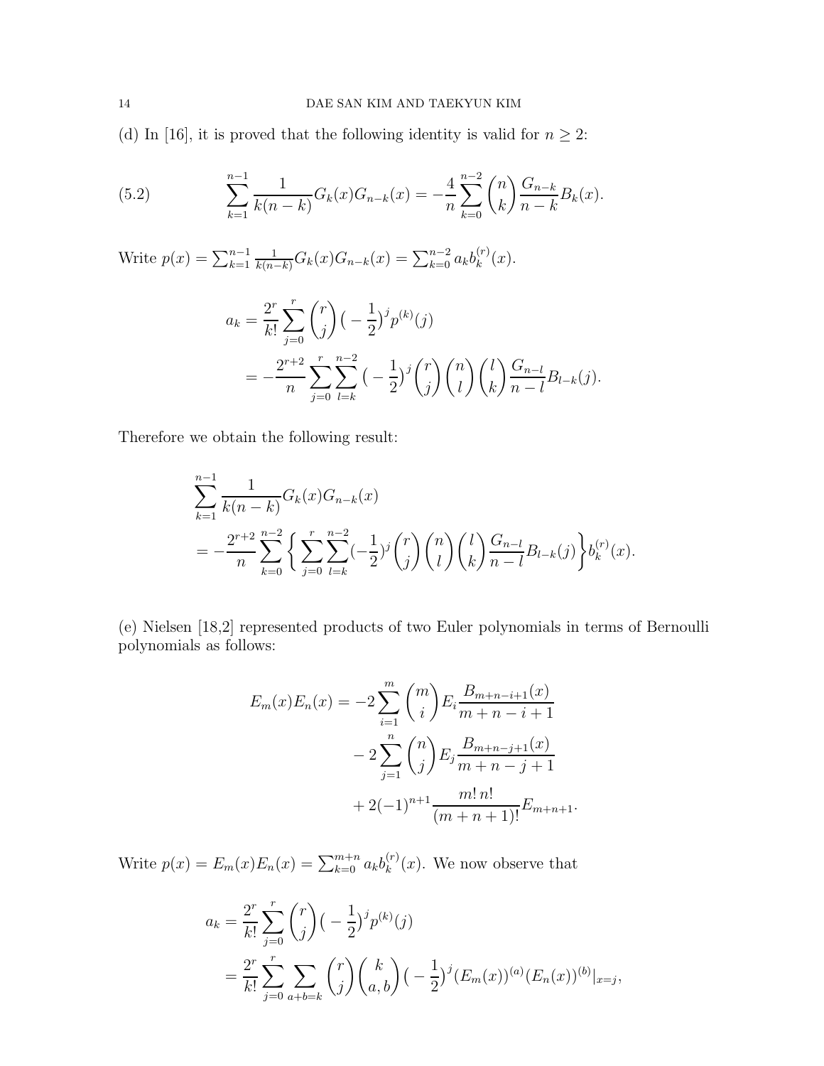(d) In [16], it is proved that the following identity is valid for $n \geq 2$:

$$\sum_{k=1}^{n-1} \frac{1}{k(n-k)} G_k(x) G_{n-k}(x) = -\frac{4}{n} \sum_{k=0}^{n-2} \binom{n}{k} \frac{G_{n-k}}{n-k} B_k(x). \tag{5.2}$$

Write $p(x) = \sum_{k=1}^{n-1} \frac{1}{k(n-k)} G_k(x) G_{n-k}(x) = \sum_{k=0}^{n-2} a_k b_k^{(r)}(x)$.

$$\begin{aligned} a_k &= \frac{2^r}{k!} \sum_{j=0}^{r} \binom{r}{j} \big(-\frac{1}{2}\big)^j p^{(k)}(j) \\ &= -\frac{2^{r+2}}{n} \sum_{j=0}^{r} \sum_{l=k}^{n-2} \big(-\frac{1}{2}\big)^j \binom{r}{j} \binom{n}{l} \binom{l}{k} \frac{G_{n-l}}{n-l} B_{l-k}(j). \end{aligned}$$

Therefore we obtain the following result:

$$\begin{aligned} &\sum_{k=1}^{n-1} \frac{1}{k(n-k)} G_k(x) G_{n-k}(x) \\ &= -\frac{2^{r+2}}{n} \sum_{k=0}^{n-2} \Big\{ \sum_{j=0}^{r} \sum_{l=k}^{n-2} (-\frac{1}{2})^j \binom{r}{j} \binom{n}{l} \binom{l}{k} \frac{G_{n-l}}{n-l} B_{l-k}(j) \Big\} b_k^{(r)}(x). \end{aligned}$$

(e) Nielsen [18,2] represented products of two Euler polynomials in terms of Bernoulli polynomials as follows:

$$\begin{aligned} E_m(x) E_n(x) = &-2 \sum_{i=1}^{m} \binom{m}{i} E_i \frac{B_{m+n-i+1}(x)}{m+n-i+1} \\ &- 2 \sum_{j=1}^{n} \binom{n}{j} E_j \frac{B_{m+n-j+1}(x)}{m+n-j+1} \\ &+ 2(-1)^{n+1} \frac{m!\, n!}{(m+n+1)!} E_{m+n+1}. \end{aligned}$$

Write $p(x) = E_m(x) E_n(x) = \sum_{k=0}^{m+n} a_k b_k^{(r)}(x)$. We now observe that

$$\begin{aligned} a_k &= \frac{2^r}{k!} \sum_{j=0}^{r} \binom{r}{j} \big(-\frac{1}{2}\big)^j p^{(k)}(j) \\ &= \frac{2^r}{k!} \sum_{j=0}^{r} \sum_{a+b=k} \binom{r}{j} \binom{k}{a,b} \big(-\frac{1}{2}\big)^j (E_m(x))^{(a)} (E_n(x))^{(b)}|_{x=j}, \end{aligned}$$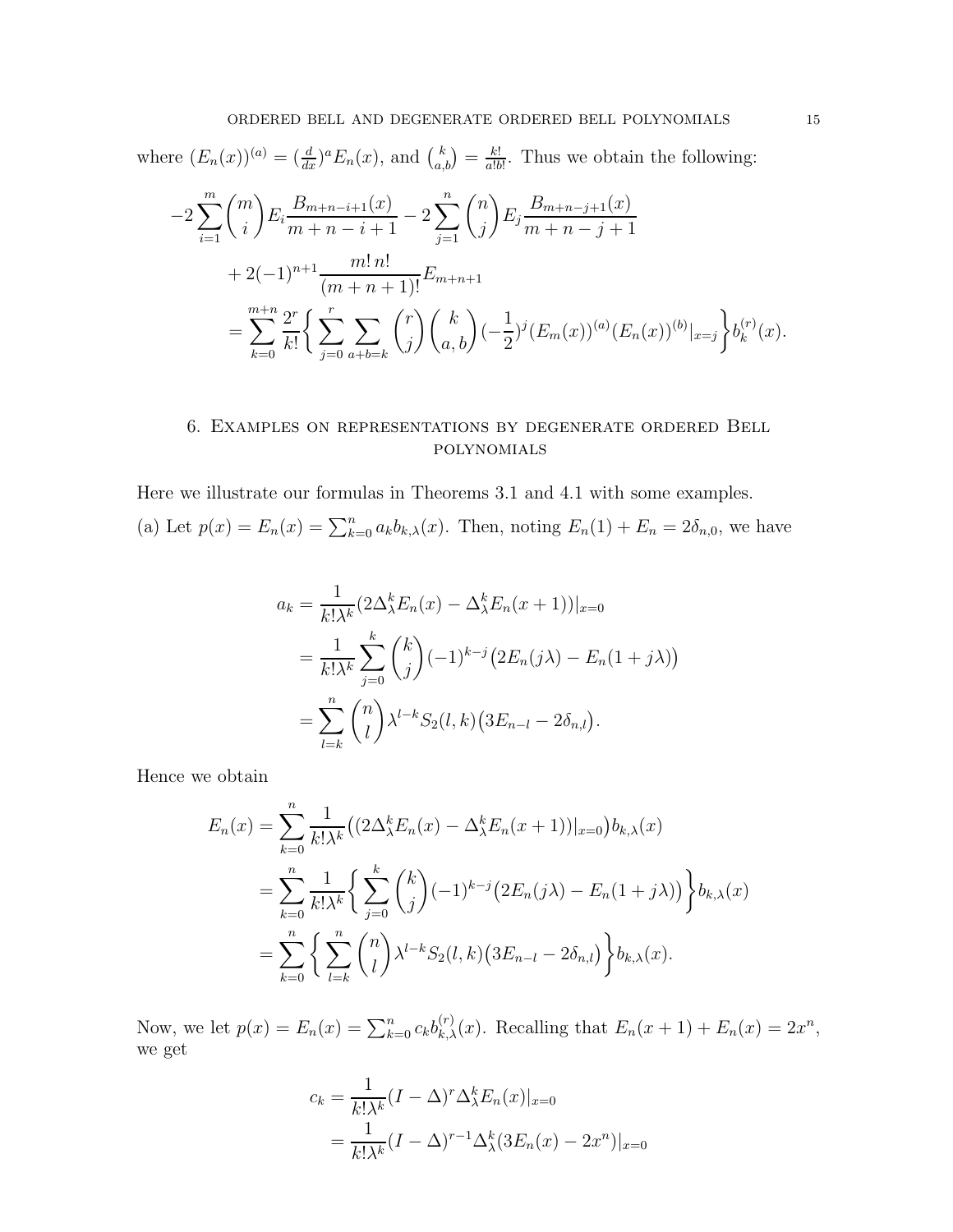where $(E_n(x))^{(a)} = (\frac{d}{dx})^a E_n(x)$, and $\binom{k}{a,b} = \frac{k!}{a!b!}$. Thus we obtain the following:

$$
\begin{aligned}
-2\sum_{i=1}^{m}\binom{m}{i}E_i\frac{B_{m+n-i+1}(x)}{m+n-i+1} &- 2\sum_{j=1}^{n}\binom{n}{j}E_j\frac{B_{m+n-j+1}(x)}{m+n-j+1} \\
&+ 2(-1)^{n+1}\frac{m!\,n!}{(m+n+1)!}E_{m+n+1} \\
&= \sum_{k=0}^{m+n}\frac{2^r}{k!}\bigg\{\sum_{j=0}^{r}\sum_{a+b=k}\binom{r}{j}\binom{k}{a,b}(-\frac{1}{2})^j(E_m(x))^{(a)}(E_n(x))^{(b)}|_{x=j}\bigg\}b_k^{(r)}(x).
\end{aligned}
$$

## 6. Examples on representations by degenerate ordered Bell polynomials

Here we illustrate our formulas in Theorems 3.1 and 4.1 with some examples.

(a) Let $p(x) = E_n(x) = \sum_{k=0}^{n} a_k b_{k,\lambda}(x)$. Then, noting $E_n(1) + E_n = 2\delta_{n,0}$, we have

$$
\begin{aligned}
a_k &= \frac{1}{k!\lambda^k}(2\Delta_\lambda^k E_n(x) - \Delta_\lambda^k E_n(x+1))|_{x=0} \\
&= \frac{1}{k!\lambda^k}\sum_{j=0}^{k}\binom{k}{j}(-1)^{k-j}\big(2E_n(j\lambda) - E_n(1+j\lambda)\big) \\
&= \sum_{l=k}^{n}\binom{n}{l}\lambda^{l-k}S_2(l,k)\big(3E_{n-l} - 2\delta_{n,l}\big).
\end{aligned}
$$

Hence we obtain

$$
\begin{aligned}
E_n(x) &= \sum_{k=0}^{n}\frac{1}{k!\lambda^k}\big((2\Delta_\lambda^k E_n(x) - \Delta_\lambda^k E_n(x+1))|_{x=0}\big)b_{k,\lambda}(x) \\
&= \sum_{k=0}^{n}\frac{1}{k!\lambda^k}\bigg\{\sum_{j=0}^{k}\binom{k}{j}(-1)^{k-j}\big(2E_n(j\lambda) - E_n(1+j\lambda)\big)\bigg\}b_{k,\lambda}(x) \\
&= \sum_{k=0}^{n}\bigg\{\sum_{l=k}^{n}\binom{n}{l}\lambda^{l-k}S_2(l,k)\big(3E_{n-l} - 2\delta_{n,l}\big)\bigg\}b_{k,\lambda}(x).
\end{aligned}
$$

Now, we let $p(x) = E_n(x) = \sum_{k=0}^{n} c_k b_{k,\lambda}^{(r)}(x)$. Recalling that $E_n(x+1) + E_n(x) = 2x^n$, we get

$$
\begin{aligned}
c_k &= \frac{1}{k!\lambda^k}(I-\Delta)^r\Delta_\lambda^k E_n(x)|_{x=0} \\
&= \frac{1}{k!\lambda^k}(I-\Delta)^{r-1}\Delta_\lambda^k(3E_n(x) - 2x^n)|_{x=0}
\end{aligned}
$$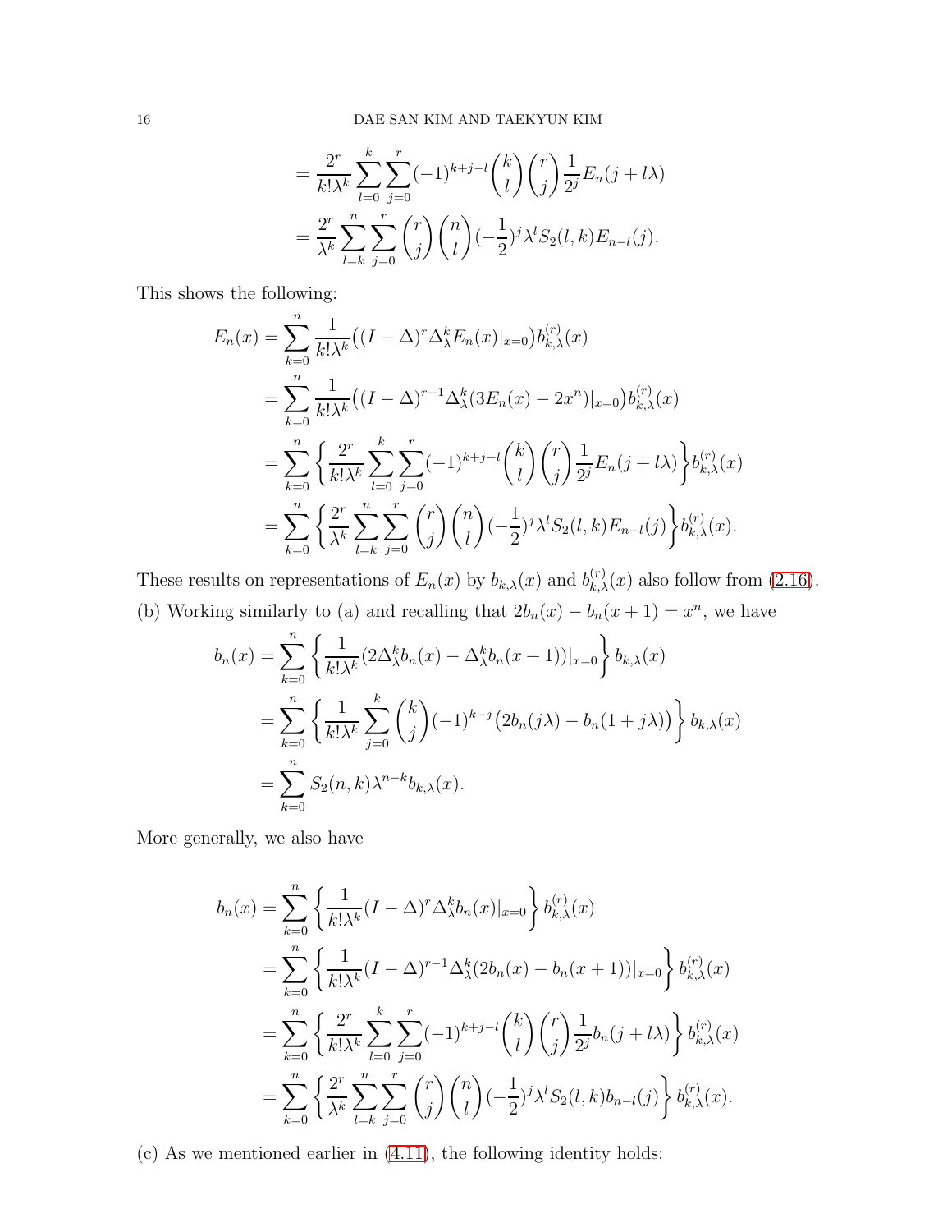$$
\begin{aligned}
&= \frac{2^r}{k!\lambda^k}\sum_{l=0}^{k}\sum_{j=0}^{r}(-1)^{k+j-l}\binom{k}{l}\binom{r}{j}\frac{1}{2^j}E_n(j+l\lambda)\\
&= \frac{2^r}{\lambda^k}\sum_{l=k}^{n}\sum_{j=0}^{r}\binom{r}{j}\binom{n}{l}(-\frac{1}{2})^j\lambda^l S_2(l,k)E_{n-l}(j).
\end{aligned}
$$

This shows the following:

$$
\begin{aligned}
E_n(x) &= \sum_{k=0}^{n}\frac{1}{k!\lambda^k}\big((I-\Delta)^r\Delta_\lambda^k E_n(x)|_{x=0}\big)b_{k,\lambda}^{(r)}(x)\\
&= \sum_{k=0}^{n}\frac{1}{k!\lambda^k}\big((I-\Delta)^{r-1}\Delta_\lambda^k(3E_n(x)-2x^n)|_{x=0}\big)b_{k,\lambda}^{(r)}(x)\\
&= \sum_{k=0}^{n}\left\{\frac{2^r}{k!\lambda^k}\sum_{l=0}^{k}\sum_{j=0}^{r}(-1)^{k+j-l}\binom{k}{l}\binom{r}{j}\frac{1}{2^j}E_n(j+l\lambda)\right\}b_{k,\lambda}^{(r)}(x)\\
&= \sum_{k=0}^{n}\left\{\frac{2^r}{\lambda^k}\sum_{l=k}^{n}\sum_{j=0}^{r}\binom{r}{j}\binom{n}{l}(-\frac{1}{2})^j\lambda^l S_2(l,k)E_{n-l}(j)\right\}b_{k,\lambda}^{(r)}(x).
\end{aligned}
$$

These results on representations of $E_n(x)$ by $b_{k,\lambda}(x)$ and $b_{k,\lambda}^{(r)}(x)$ also follow from (2.16).

(b) Working similarly to (a) and recalling that $2b_n(x)-b_n(x+1)=x^n$, we have

$$
\begin{aligned}
b_n(x) &= \sum_{k=0}^{n}\left\{\frac{1}{k!\lambda^k}(2\Delta_\lambda^k b_n(x)-\Delta_\lambda^k b_n(x+1))|_{x=0}\right\}b_{k,\lambda}(x)\\
&= \sum_{k=0}^{n}\left\{\frac{1}{k!\lambda^k}\sum_{j=0}^{k}\binom{k}{j}(-1)^{k-j}\big(2b_n(j\lambda)-b_n(1+j\lambda)\big)\right\}b_{k,\lambda}(x)\\
&= \sum_{k=0}^{n}S_2(n,k)\lambda^{n-k}b_{k,\lambda}(x).
\end{aligned}
$$

More generally, we also have

$$
\begin{aligned}
b_n(x) &= \sum_{k=0}^{n}\left\{\frac{1}{k!\lambda^k}(I-\Delta)^r\Delta_\lambda^k b_n(x)|_{x=0}\right\}b_{k,\lambda}^{(r)}(x)\\
&= \sum_{k=0}^{n}\left\{\frac{1}{k!\lambda^k}(I-\Delta)^{r-1}\Delta_\lambda^k(2b_n(x)-b_n(x+1))|_{x=0}\right\}b_{k,\lambda}^{(r)}(x)\\
&= \sum_{k=0}^{n}\left\{\frac{2^r}{k!\lambda^k}\sum_{l=0}^{k}\sum_{j=0}^{r}(-1)^{k+j-l}\binom{k}{l}\binom{r}{j}\frac{1}{2^j}b_n(j+l\lambda)\right\}b_{k,\lambda}^{(r)}(x)\\
&= \sum_{k=0}^{n}\left\{\frac{2^r}{\lambda^k}\sum_{l=k}^{n}\sum_{j=0}^{r}\binom{r}{j}\binom{n}{l}(-\frac{1}{2})^j\lambda^l S_2(l,k)b_{n-l}(j)\right\}b_{k,\lambda}^{(r)}(x).
\end{aligned}
$$

(c) As we mentioned earlier in (4.11), the following identity holds: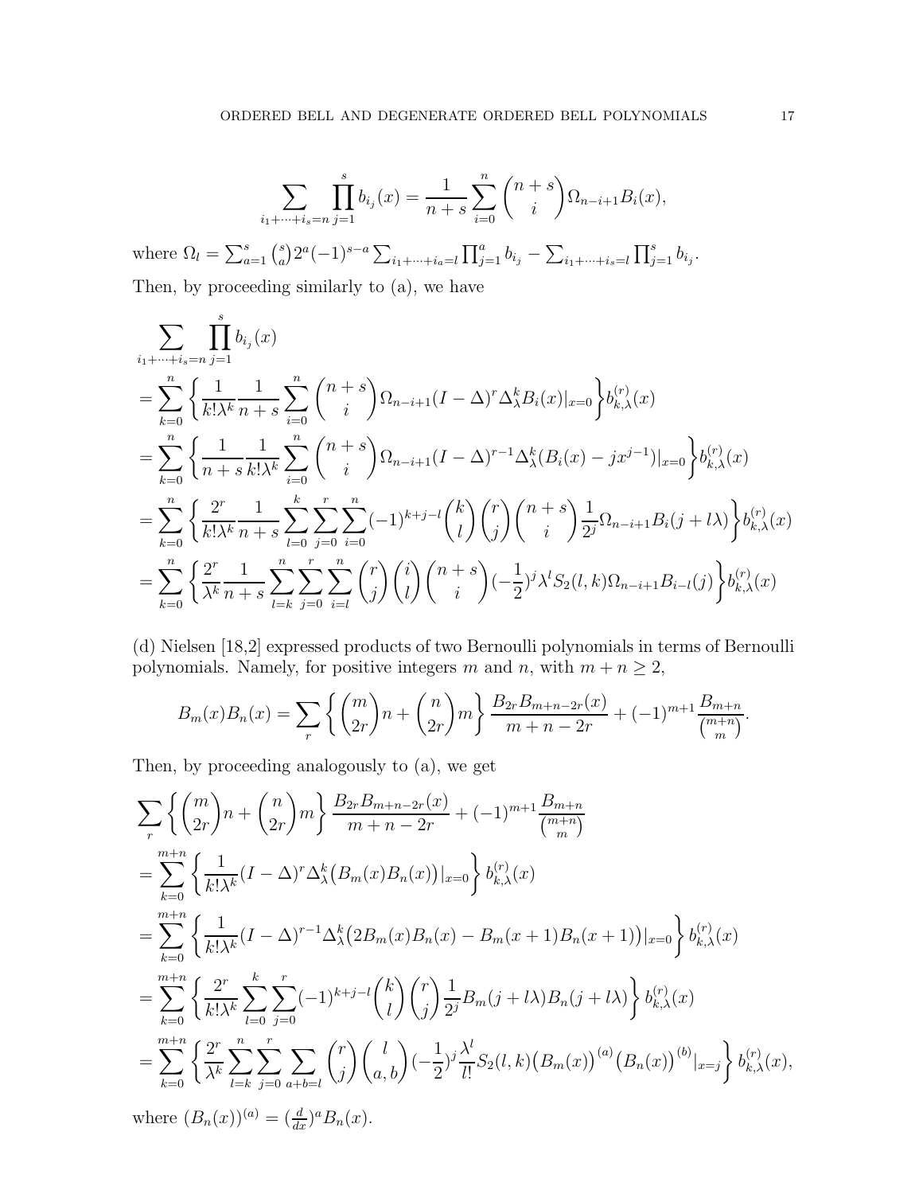$$\sum_{i_1+\cdots+i_s=n}\prod_{j=1}^{s} b_{i_j}(x)=\frac{1}{n+s}\sum_{i=0}^{n}\binom{n+s}{i}\Omega_{n-i+1}B_i(x),$$

where $\Omega_l=\sum_{a=1}^{s}\binom{s}{a}2^a(-1)^{s-a}\sum_{i_1+\cdots+i_a=l}\prod_{j=1}^{a}b_{i_j}-\sum_{i_1+\cdots+i_s=l}\prod_{j=1}^{s}b_{i_j}$.

Then, by proceeding similarly to (a), we have

$$\begin{aligned}
&\sum_{i_1+\cdots+i_s=n}\prod_{j=1}^{s} b_{i_j}(x)\\
&=\sum_{k=0}^{n}\left\{\frac{1}{k!\lambda^k}\frac{1}{n+s}\sum_{i=0}^{n}\binom{n+s}{i}\Omega_{n-i+1}(I-\Delta)^r\Delta_\lambda^k B_i(x)|_{x=0}\right\}b_{k,\lambda}^{(r)}(x)\\
&=\sum_{k=0}^{n}\left\{\frac{1}{n+s}\frac{1}{k!\lambda^k}\sum_{i=0}^{n}\binom{n+s}{i}\Omega_{n-i+1}(I-\Delta)^{r-1}\Delta_\lambda^k (B_i(x)-jx^{j-1})|_{x=0}\right\}b_{k,\lambda}^{(r)}(x)\\
&=\sum_{k=0}^{n}\left\{\frac{2^r}{k!\lambda^k}\frac{1}{n+s}\sum_{l=0}^{k}\sum_{j=0}^{r}\sum_{i=0}^{n}(-1)^{k+j-l}\binom{k}{l}\binom{r}{j}\binom{n+s}{i}\frac{1}{2^j}\Omega_{n-i+1}B_i(j+l\lambda)\right\}b_{k,\lambda}^{(r)}(x)\\
&=\sum_{k=0}^{n}\left\{\frac{2^r}{\lambda^k}\frac{1}{n+s}\sum_{l=k}^{n}\sum_{j=0}^{r}\sum_{i=l}^{n}\binom{r}{j}\binom{i}{l}\binom{n+s}{i}(-\frac{1}{2})^j\lambda^l S_2(l,k)\Omega_{n-i+1}B_{i-l}(j)\right\}b_{k,\lambda}^{(r)}(x)
\end{aligned}$$

(d) Nielsen [18,2] expressed products of two Bernoulli polynomials in terms of Bernoulli polynomials. Namely, for positive integers $m$ and $n$, with $m+n\geq 2$,

$$B_m(x)B_n(x)=\sum_r\left\{\binom{m}{2r}n+\binom{n}{2r}m\right\}\frac{B_{2r}B_{m+n-2r}(x)}{m+n-2r}+(-1)^{m+1}\frac{B_{m+n}}{\binom{m+n}{m}}.$$

Then, by proceeding analogously to (a), we get

$$\begin{aligned}
&\sum_r\left\{\binom{m}{2r}n+\binom{n}{2r}m\right\}\frac{B_{2r}B_{m+n-2r}(x)}{m+n-2r}+(-1)^{m+1}\frac{B_{m+n}}{\binom{m+n}{m}}\\
&=\sum_{k=0}^{m+n}\left\{\frac{1}{k!\lambda^k}(I-\Delta)^r\Delta_\lambda^k\big(B_m(x)B_n(x)\big)|_{x=0}\right\}b_{k,\lambda}^{(r)}(x)\\
&=\sum_{k=0}^{m+n}\left\{\frac{1}{k!\lambda^k}(I-\Delta)^{r-1}\Delta_\lambda^k\big(2B_m(x)B_n(x)-B_m(x+1)B_n(x+1)\big)|_{x=0}\right\}b_{k,\lambda}^{(r)}(x)\\
&=\sum_{k=0}^{m+n}\left\{\frac{2^r}{k!\lambda^k}\sum_{l=0}^{k}\sum_{j=0}^{r}(-1)^{k+j-l}\binom{k}{l}\binom{r}{j}\frac{1}{2^j}B_m(j+l\lambda)B_n(j+l\lambda)\right\}b_{k,\lambda}^{(r)}(x)\\
&=\sum_{k=0}^{m+n}\left\{\frac{2^r}{\lambda^k}\sum_{l=k}^{n}\sum_{j=0}^{r}\sum_{a+b=l}\binom{r}{j}\binom{l}{a,b}(-\frac{1}{2})^j\frac{\lambda^l}{l!}S_2(l,k)\big(B_m(x)\big)^{(a)}\big(B_n(x)\big)^{(b)}|_{x=j}\right\}b_{k,\lambda}^{(r)}(x),
\end{aligned}$$

where $(B_n(x))^{(a)}=(\frac{d}{dx})^aB_n(x)$.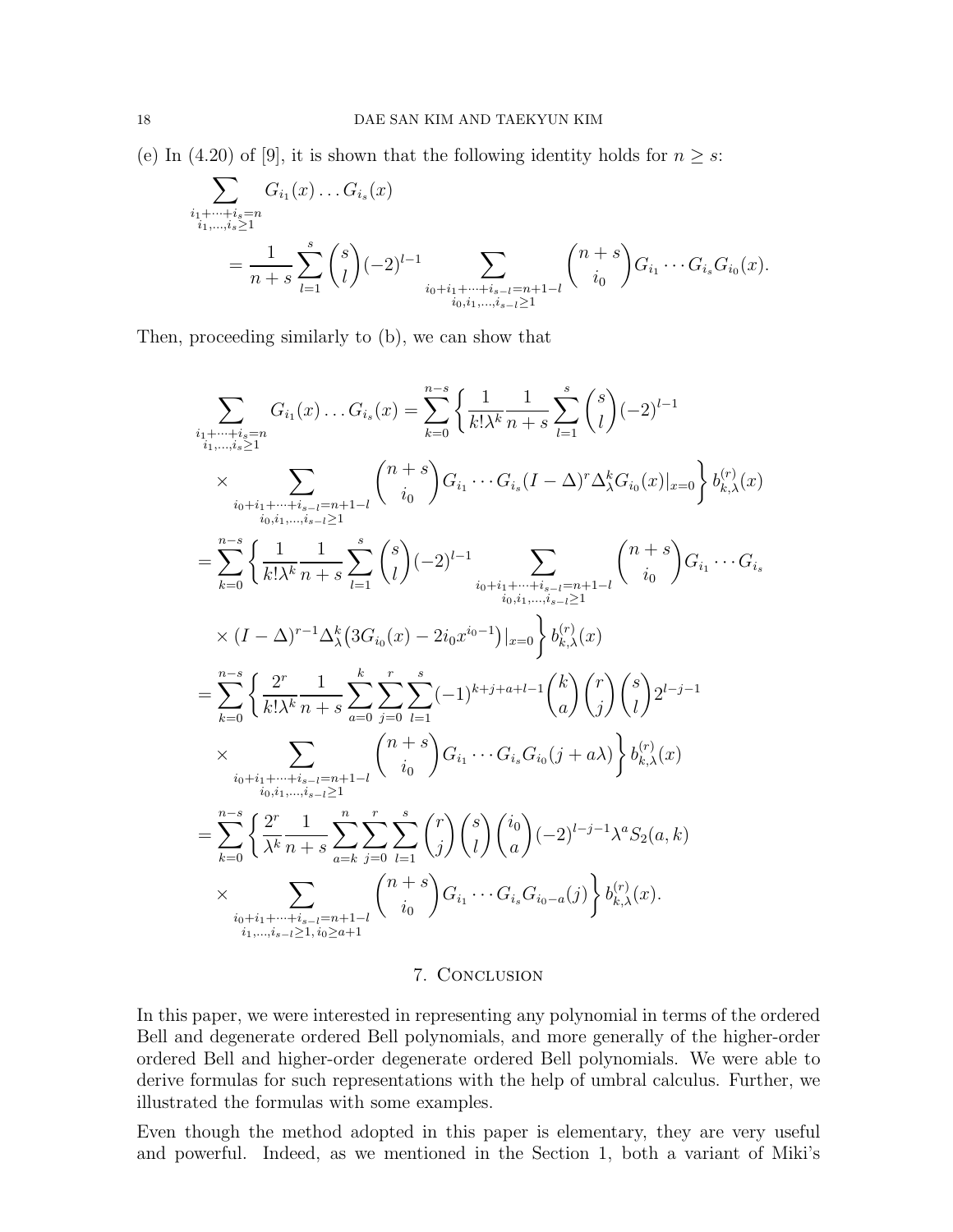(e) In (4.20) of [9], it is shown that the following identity holds for $n \geq s$:

$$\sum_{\substack{i_1+\cdots+i_s=n \\ i_1,\ldots,i_s\geq 1}} G_{i_1}(x)\ldots G_{i_s}(x) = \frac{1}{n+s}\sum_{l=1}^{s}\binom{s}{l}(-2)^{l-1}\sum_{\substack{i_0+i_1+\cdots+i_{s-l}=n+1-l \\ i_0,i_1,\ldots,i_{s-l}\geq 1}}\binom{n+s}{i_0}G_{i_1}\cdots G_{i_s}G_{i_0}(x).$$

Then, proceeding similarly to (b), we can show that

$$\begin{aligned}
&\sum_{\substack{i_1+\cdots+i_s=n \\ i_1,\ldots,i_s\geq 1}} G_{i_1}(x)\ldots G_{i_s}(x) = \sum_{k=0}^{n-s}\Bigg\{\frac{1}{k!\lambda^k}\frac{1}{n+s}\sum_{l=1}^{s}\binom{s}{l}(-2)^{l-1} \\
&\times \sum_{\substack{i_0+i_1+\cdots+i_{s-l}=n+1-l \\ i_0,i_1,\ldots,i_{s-l}\geq 1}}\binom{n+s}{i_0}G_{i_1}\cdots G_{i_s}(I-\Delta)^r\Delta_\lambda^k G_{i_0}(x)|_{x=0}\Bigg\} b_{k,\lambda}^{(r)}(x) \\
&= \sum_{k=0}^{n-s}\Bigg\{\frac{1}{k!\lambda^k}\frac{1}{n+s}\sum_{l=1}^{s}\binom{s}{l}(-2)^{l-1}\sum_{\substack{i_0+i_1+\cdots+i_{s-l}=n+1-l \\ i_0,i_1,\ldots,i_{s-l}\geq 1}}\binom{n+s}{i_0}G_{i_1}\cdots G_{i_s} \\
&\times (I-\Delta)^{r-1}\Delta_\lambda^k\big(3G_{i_0}(x)-2i_0x^{i_0-1}\big)|_{x=0}\Bigg\} b_{k,\lambda}^{(r)}(x) \\
&= \sum_{k=0}^{n-s}\Bigg\{\frac{2^r}{k!\lambda^k}\frac{1}{n+s}\sum_{a=0}^{k}\sum_{j=0}^{r}\sum_{l=1}^{s}(-1)^{k+j+a+l-1}\binom{k}{a}\binom{r}{j}\binom{s}{l}2^{l-j-1} \\
&\times \sum_{\substack{i_0+i_1+\cdots+i_{s-l}=n+1-l \\ i_0,i_1,\ldots,i_{s-l}\geq 1}}\binom{n+s}{i_0}G_{i_1}\cdots G_{i_s}G_{i_0}(j+a\lambda)\Bigg\} b_{k,\lambda}^{(r)}(x) \\
&= \sum_{k=0}^{n-s}\Bigg\{\frac{2^r}{\lambda^k}\frac{1}{n+s}\sum_{a=k}^{n}\sum_{j=0}^{r}\sum_{l=1}^{s}\binom{r}{j}\binom{s}{l}\binom{i_0}{a}(-2)^{l-j-1}\lambda^a S_2(a,k) \\
&\times \sum_{\substack{i_0+i_1+\cdots+i_{s-l}=n+1-l \\ i_1,\ldots,i_{s-l}\geq 1,\, i_0\geq a+1}}\binom{n+s}{i_0}G_{i_1}\cdots G_{i_s}G_{i_0-a}(j)\Bigg\} b_{k,\lambda}^{(r)}(x).
\end{aligned}$$

## 7. Conclusion

In this paper, we were interested in representing any polynomial in terms of the ordered Bell and degenerate ordered Bell polynomials, and more generally of the higher-order ordered Bell and higher-order degenerate ordered Bell polynomials. We were able to derive formulas for such representations with the help of umbral calculus. Further, we illustrated the formulas with some examples.

Even though the method adopted in this paper is elementary, they are very useful and powerful. Indeed, as we mentioned in the Section 1, both a variant of Miki's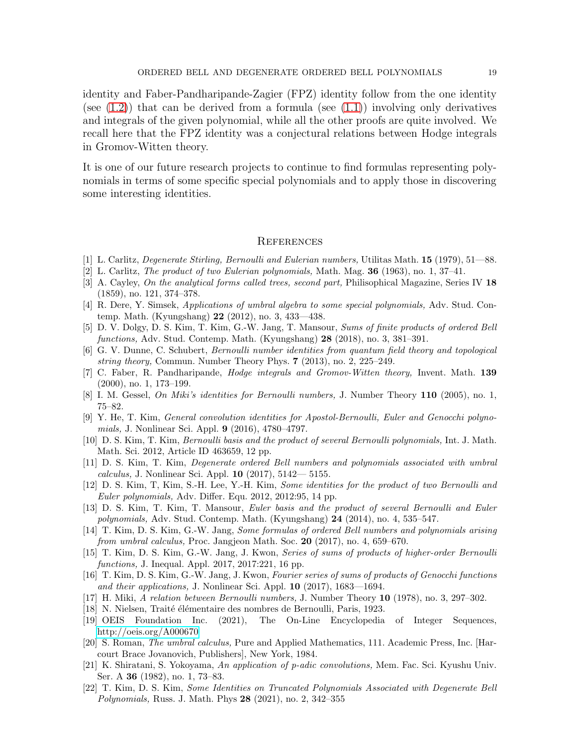identity and Faber-Pandharipande-Zagier (FPZ) identity follow from the one identity (see (1.2)) that can be derived from a formula (see (1.1)) involving only derivatives and integrals of the given polynomial, while all the other proofs are quite involved. We recall here that the FPZ identity was a conjectural relations between Hodge integrals in Gromov-Witten theory.

It is one of our future research projects to continue to find formulas representing polynomials in terms of some specific special polynomials and to apply those in discovering some interesting identities.

## References

[1] L. Carlitz, *Degenerate Stirling, Bernoulli and Eulerian numbers,* Utilitas Math. **15** (1979), 51—88.

[2] L. Carlitz, *The product of two Eulerian polynomials,* Math. Mag. **36** (1963), no. 1, 37–41.

[3] A. Cayley, *On the analytical forms called trees, second part,* Philisophical Magazine, Series IV **18** (1859), no. 121, 374–378.

[4] R. Dere, Y. Simsek, *Applications of umbral algebra to some special polynomials,* Adv. Stud. Contemp. Math. (Kyungshang) **22** (2012), no. 3, 433—438.

[5] D. V. Dolgy, D. S. Kim, T. Kim, G.-W. Jang, T. Mansour, *Sums of finite products of ordered Bell functions,* Adv. Stud. Contemp. Math. (Kyungshang) **28** (2018), no. 3, 381–391.

[6] G. V. Dunne, C. Schubert, *Bernoulli number identities from quantum field theory and topological string theory,* Commun. Number Theory Phys. **7** (2013), no. 2, 225–249.

[7] C. Faber, R. Pandharipande, *Hodge integrals and Gromov-Witten theory,* Invent. Math. **139** (2000), no. 1, 173–199.

[8] I. M. Gessel, *On Miki's identities for Bernoulli numbers,* J. Number Theory **110** (2005), no. 1, 75–82.

[9] Y. He, T. Kim, *General convolution identities for Apostol-Bernoulli, Euler and Genocchi polynomials,* J. Nonlinear Sci. Appl. **9** (2016), 4780–4797.

[10] D. S. Kim, T. Kim, *Bernoulli basis and the product of several Bernoulli polynomials,* Int. J. Math. Math. Sci. 2012, Article ID 463659, 12 pp.

[11] D. S. Kim, T. Kim, *Degenerate ordered Bell numbers and polynomials associated with umbral calculus,* J. Nonlinear Sci. Appl. **10** (2017), 5142— 5155.

[12] D. S. Kim, T, Kim, S.-H. Lee, Y.-H. Kim, *Some identities for the product of two Bernoulli and Euler polynomials,* Adv. Differ. Equ. 2012, 2012:95, 14 pp.

[13] D. S. Kim, T. Kim, T. Mansour, *Euler basis and the product of several Bernoulli and Euler polynomials,* Adv. Stud. Contemp. Math. (Kyungshang) **24** (2014), no. 4, 535–547.

[14] T. Kim, D. S. Kim, G.-W. Jang, *Some formulas of ordered Bell numbers and polynomials arising from umbral calculus,* Proc. Jangjeon Math. Soc. **20** (2017), no. 4, 659–670.

[15] T. Kim, D. S. Kim, G.-W. Jang, J. Kwon, *Series of sums of products of higher-order Bernoulli functions,* J. Inequal. Appl. 2017, 2017:221, 16 pp.

[16] T. Kim, D. S. Kim, G.-W. Jang, J. Kwon, *Fourier series of sums of products of Genocchi functions and their applications,* J. Nonlinear Sci. Appl. **10** (2017), 1683—1694.

[17] H. Miki, *A relation between Bernoulli numbers,* J. Number Theory **10** (1978), no. 3, 297–302.

[18] N. Nielsen, Traité élémentaire des nombres de Bernoulli, Paris, 1923.

[19] OEIS Foundation Inc. (2021), The On-Line Encyclopedia of Integer Sequences, http://oeis.org/A000670

[20] S. Roman, *The umbral calculus,* Pure and Applied Mathematics, 111. Academic Press, Inc. [Harcourt Brace Jovanovich, Publishers], New York, 1984.

[21] K. Shiratani, S. Yokoyama, *An application of p-adic convolutions,* Mem. Fac. Sci. Kyushu Univ. Ser. A **36** (1982), no. 1, 73–83.

[22] T. Kim, D. S. Kim, *Some Identities on Truncated Polynomials Associated with Degenerate Bell Polynomials,* Russ. J. Math. Phys **28** (2021), no. 2, 342–355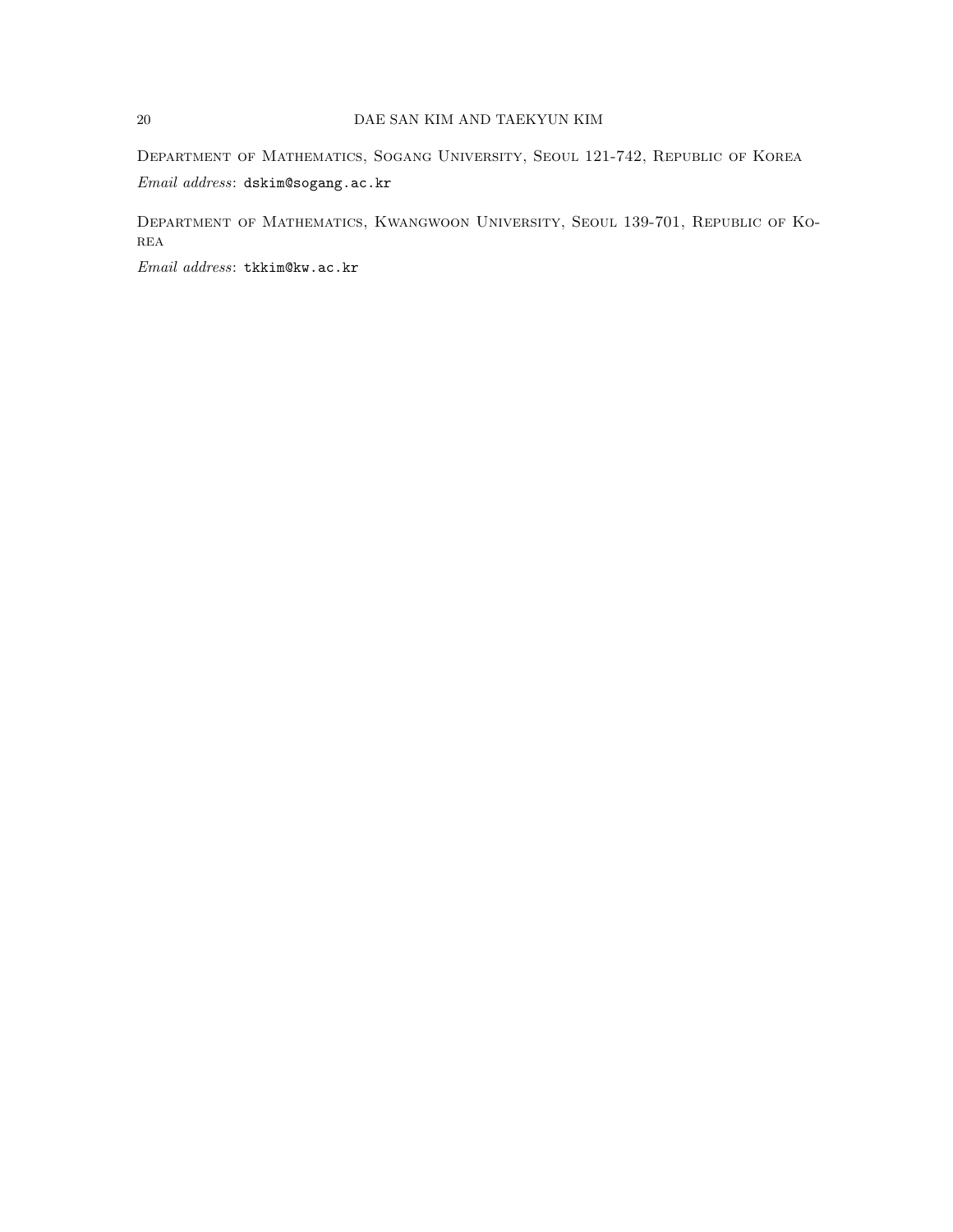Department of Mathematics, Sogang University, Seoul 121-742, Republic of Korea

*Email address*: dskim@sogang.ac.kr

Department of Mathematics, Kwangwoon University, Seoul 139-701, Republic of Korea

*Email address*: tkkim@kw.ac.kr